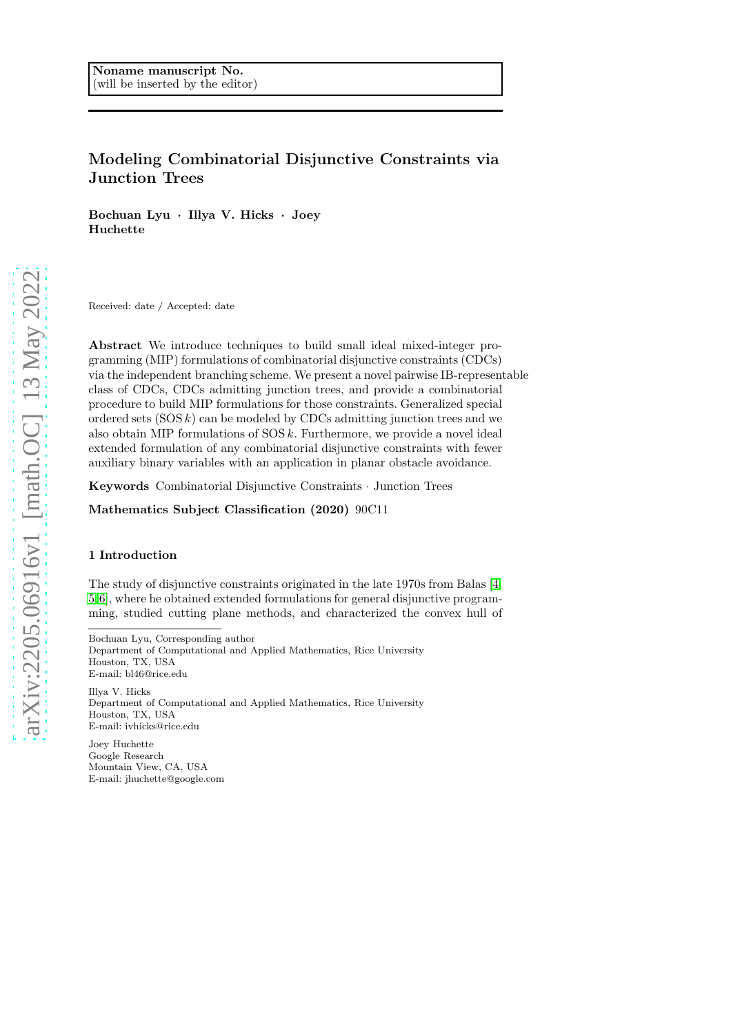Noname manuscript No.
(will be inserted by the editor)

# Modeling Combinatorial Disjunctive Constraints via Junction Trees

**Bochuan Lyu · Illya V. Hicks · Joey Huchette**

Received: date / Accepted: date

**Abstract** We introduce techniques to build small ideal mixed-integer programming (MIP) formulations of combinatorial disjunctive constraints (CDCs) via the independent branching scheme. We present a novel pairwise IB-representable class of CDCs, CDCs admitting junction trees, and provide a combinatorial procedure to build MIP formulations for those constraints. Generalized special ordered sets (SOS $k$) can be modeled by CDCs admitting junction trees and we also obtain MIP formulations of SOS $k$. Furthermore, we provide a novel ideal extended formulation of any combinatorial disjunctive constraints with fewer auxiliary binary variables with an application in planar obstacle avoidance.

**Keywords** Combinatorial Disjunctive Constraints · Junction Trees

**Mathematics Subject Classification (2020)** 90C11

## 1 Introduction

The study of disjunctive constraints originated in the late 1970s from Balas [4, 5, 6], where he obtained extended formulations for general disjunctive programming, studied cutting plane methods, and characterized the convex hull of

---

Bochuan Lyu, Corresponding author
Department of Computational and Applied Mathematics, Rice University
Houston, TX, USA
E-mail: bl46@rice.edu

Illya V. Hicks
Department of Computational and Applied Mathematics, Rice University
Houston, TX, USA
E-mail: ivhicks@rice.edu

Joey Huchette
Google Research
Mountain View, CA, USA
E-mail: jhuchette@google.com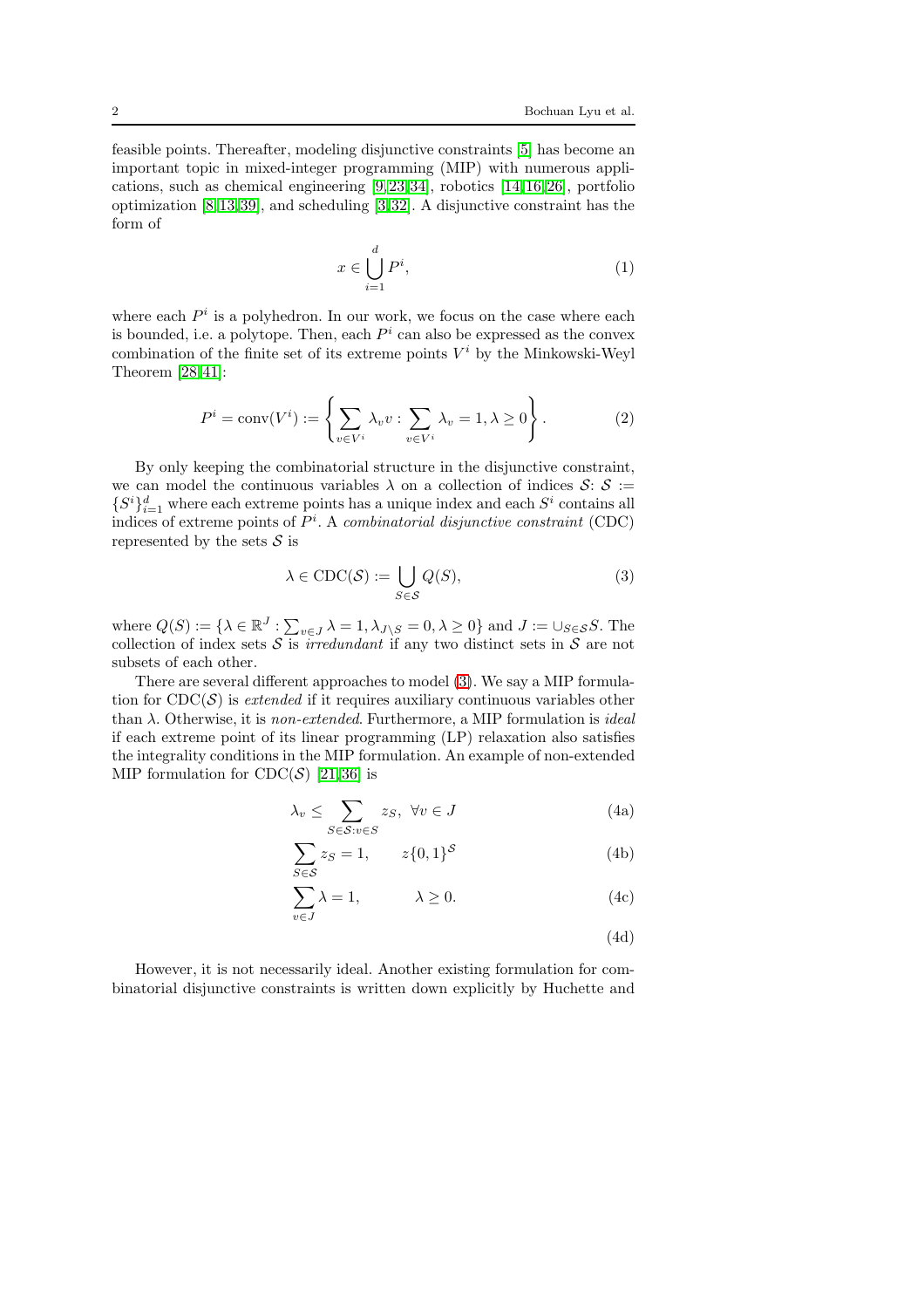feasible points. Thereafter, modeling disjunctive constraints [5] has become an important topic in mixed-integer programming (MIP) with numerous applications, such as chemical engineering [9,23,34], robotics [14,16,26], portfolio optimization [8,13,39], and scheduling [3,32]. A disjunctive constraint has the form of

$$x \in \bigcup_{i=1}^{d} P^i, \tag{1}$$

where each $P^i$ is a polyhedron. In our work, we focus on the case where each is bounded, i.e. a polytope. Then, each $P^i$ can also be expressed as the convex combination of the finite set of its extreme points $V^i$ by the Minkowski-Weyl Theorem [28,41]:

$$P^i = \operatorname{conv}(V^i) := \left\{ \sum_{v \in V^i} \lambda_v v : \sum_{v \in V^i} \lambda_v = 1, \lambda \geq 0 \right\}. \tag{2}$$

By only keeping the combinatorial structure in the disjunctive constraint, we can model the continuous variables $\lambda$ on a collection of indices $\mathcal{S}$: $\mathcal{S} := \{S^i\}_{i=1}^d$ where each extreme points has a unique index and each $S^i$ contains all indices of extreme points of $P^i$. A *combinatorial disjunctive constraint* (CDC) represented by the sets $\mathcal{S}$ is

$$\lambda \in \operatorname{CDC}(\mathcal{S}) := \bigcup_{S \in \mathcal{S}} Q(S), \tag{3}$$

where $Q(S) := \{\lambda \in \mathbb{R}^J : \sum_{v \in J} \lambda = 1, \lambda_{J \setminus S} = 0, \lambda \geq 0\}$ and $J := \cup_{S \in \mathcal{S}} S$. The collection of index sets $\mathcal{S}$ is *irredundant* if any two distinct sets in $\mathcal{S}$ are not subsets of each other.

There are several different approaches to model (3). We say a MIP formulation for $\operatorname{CDC}(\mathcal{S})$ is *extended* if it requires auxiliary continuous variables other than $\lambda$. Otherwise, it is *non-extended*. Furthermore, a MIP formulation is *ideal* if each extreme point of its linear programming (LP) relaxation also satisfies the integrality conditions in the MIP formulation. An example of non-extended MIP formulation for $\operatorname{CDC}(\mathcal{S})$ [21,36] is

$$\lambda_v \leq \sum_{S \in \mathcal{S}: v \in S} z_S, \;\; \forall v \in J \tag{4a}$$

$$\sum_{S \in \mathcal{S}} z_S = 1, \qquad z\{0,1\}^{\mathcal{S}} \tag{4b}$$

$$\sum_{v \in J} \lambda = 1, \qquad \lambda \geq 0. \tag{4c}$$

$$\tag{4d}$$

However, it is not necessarily ideal. Another existing formulation for combinatorial disjunctive constraints is written down explicitly by Huchette and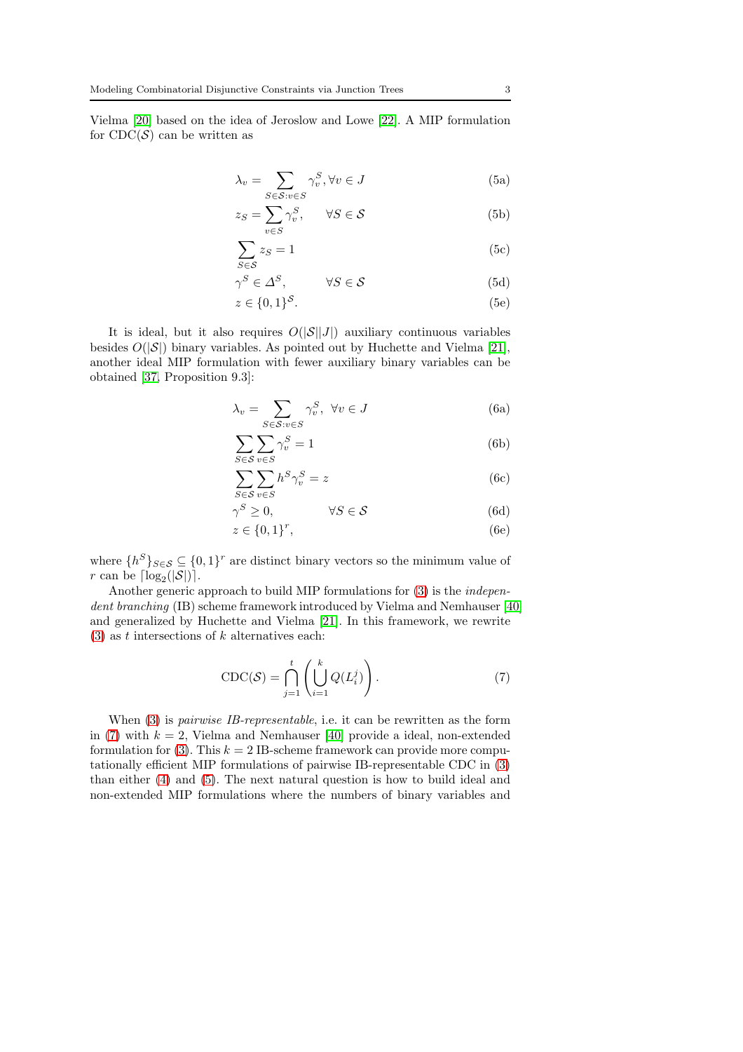Vielma [20] based on the idea of Jeroslow and Lowe [22]. A MIP formulation for $\mathrm{CDC}(\mathcal{S})$ can be written as

$$\lambda_v = \sum_{S \in \mathcal{S}: v \in S} \gamma_v^S, \forall v \in J \tag{5a}$$

$$z_S = \sum_{v \in S} \gamma_v^S, \qquad \forall S \in \mathcal{S} \tag{5b}$$

$$\sum_{S \in \mathcal{S}} z_S = 1 \tag{5c}$$

$$\gamma^S \in \Delta^S, \qquad \forall S \in \mathcal{S} \tag{5d}$$

$$z \in \{0,1\}^{\mathcal{S}}. \tag{5e}$$

It is ideal, but it also requires $O(|\mathcal{S}||J|)$ auxiliary continuous variables besides $O(|\mathcal{S}|)$ binary variables. As pointed out by Huchette and Vielma [21], another ideal MIP formulation with fewer auxiliary binary variables can be obtained [37, Proposition 9.3]:

$$\lambda_v = \sum_{S \in \mathcal{S}: v \in S} \gamma_v^S, \ \forall v \in J \tag{6a}$$

$$\sum_{S \in \mathcal{S}} \sum_{v \in S} \gamma_v^S = 1 \tag{6b}$$

$$\sum_{S \in \mathcal{S}} \sum_{v \in S} h^S \gamma_v^S = z \tag{6c}$$

$$\gamma^S \geq 0, \qquad \forall S \in \mathcal{S} \tag{6d}$$

$$z \in \{0,1\}^r, \tag{6e}$$

where $\{h^S\}_{S \in \mathcal{S}} \subseteq \{0,1\}^r$ are distinct binary vectors so the minimum value of $r$ can be $\lceil \log_2(|\mathcal{S}|) \rceil$.

Another generic approach to build MIP formulations for (3) is the *independent branching* (IB) scheme framework introduced by Vielma and Nemhauser [40] and generalized by Huchette and Vielma [21]. In this framework, we rewrite (3) as $t$ intersections of $k$ alternatives each:

$$\mathrm{CDC}(\mathcal{S}) = \bigcap_{j=1}^{t} \left( \bigcup_{i=1}^{k} Q(L_i^j) \right). \tag{7}$$

When (3) is *pairwise IB-representable*, i.e. it can be rewritten as the form in (7) with $k = 2$, Vielma and Nemhauser [40] provide a ideal, non-extended formulation for (3). This $k = 2$ IB-scheme framework can provide more computationally efficient MIP formulations of pairwise IB-representable CDC in (3) than either (4) and (5). The next natural question is how to build ideal and non-extended MIP formulations where the numbers of binary variables and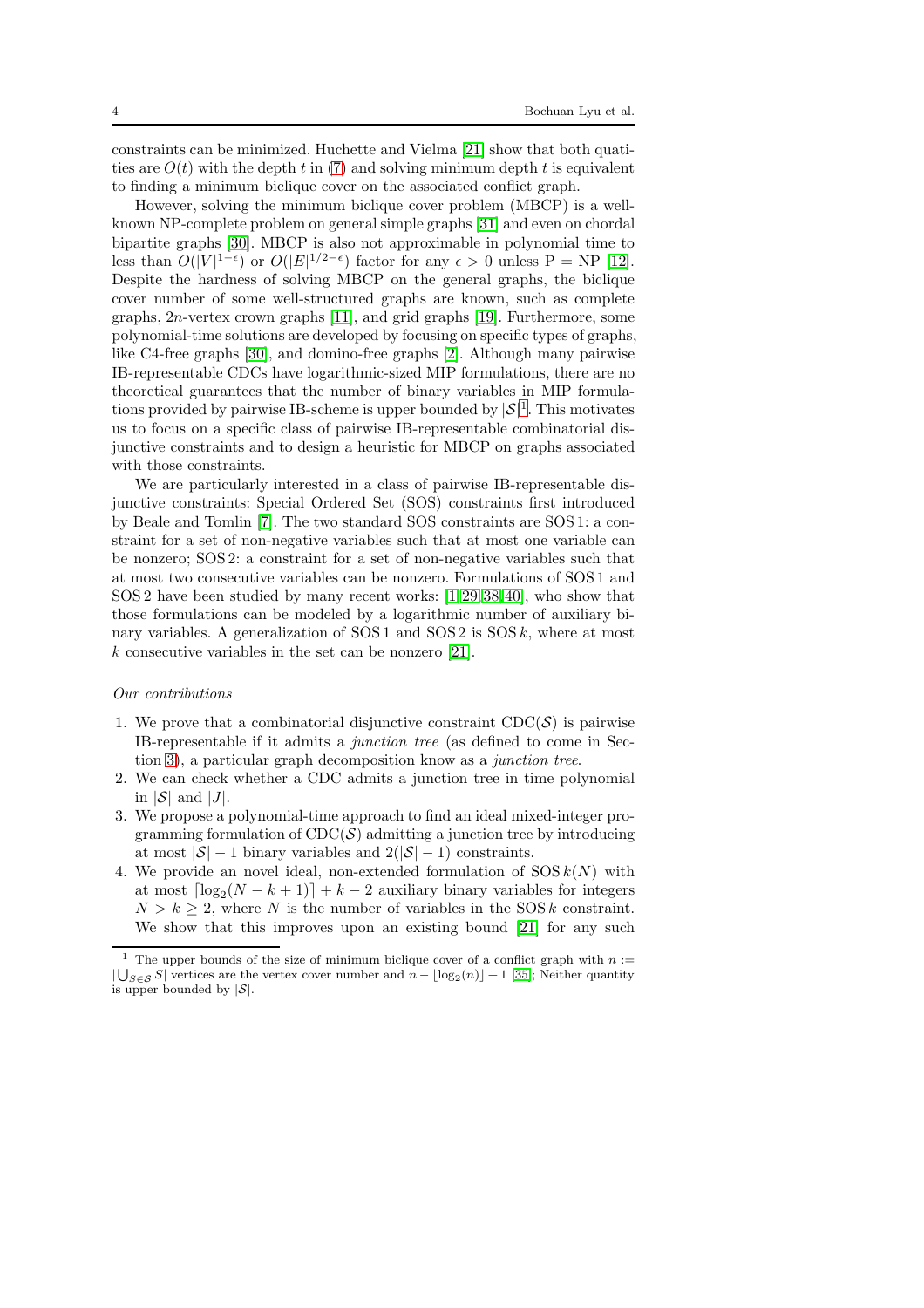constraints can be minimized. Huchette and Vielma [21] show that both quatities are $O(t)$ with the depth $t$ in (7) and solving minimum depth $t$ is equivalent to finding a minimum biclique cover on the associated conflict graph.

However, solving the minimum biclique cover problem (MBCP) is a well-known NP-complete problem on general simple graphs [31] and even on chordal bipartite graphs [30]. MBCP is also not approximable in polynomial time to less than $O(|V|^{1-\epsilon})$ or $O(|E|^{1/2-\epsilon})$ factor for any $\epsilon > 0$ unless P = NP [12]. Despite the hardness of solving MBCP on the general graphs, the biclique cover number of some well-structured graphs are known, such as complete graphs, $2n$-vertex crown graphs [11], and grid graphs [19]. Furthermore, some polynomial-time solutions are developed by focusing on specific types of graphs, like C4-free graphs [30], and domino-free graphs [2]. Although many pairwise IB-representable CDCs have logarithmic-sized MIP formulations, there are no theoretical guarantees that the number of binary variables in MIP formulations provided by pairwise IB-scheme is upper bounded by $|\mathcal{S}|$[1]. This motivates us to focus on a specific class of pairwise IB-representable combinatorial disjunctive constraints and to design a heuristic for MBCP on graphs associated with those constraints.

We are particularly interested in a class of pairwise IB-representable disjunctive constraints: Special Ordered Set (SOS) constraints first introduced by Beale and Tomlin [7]. The two standard SOS constraints are SOS 1: a constraint for a set of non-negative variables such that at most one variable can be nonzero; SOS 2: a constraint for a set of non-negative variables such that at most two consecutive variables can be nonzero. Formulations of SOS 1 and SOS 2 have been studied by many recent works: [1,29,38,40], who show that those formulations can be modeled by a logarithmic number of auxiliary binary variables. A generalization of SOS 1 and SOS 2 is SOS $k$, where at most $k$ consecutive variables in the set can be nonzero [21].

*Our contributions*

1. We prove that a combinatorial disjunctive constraint CDC($\mathcal{S}$) is pairwise IB-representable if it admits a *junction tree* (as defined to come in Section 3), a particular graph decomposition know as a *junction tree*.
2. We can check whether a CDC admits a junction tree in time polynomial in $|\mathcal{S}|$ and $|J|$.
3. We propose a polynomial-time approach to find an ideal mixed-integer programming formulation of CDC($\mathcal{S}$) admitting a junction tree by introducing at most $|\mathcal{S}| - 1$ binary variables and $2(|\mathcal{S}| - 1)$ constraints.
4. We provide an novel ideal, non-extended formulation of SOS $k(N)$ with at most $\lceil \log_2(N - k + 1) \rceil + k - 2$ auxiliary binary variables for integers $N > k \geq 2$, where $N$ is the number of variables in the SOS $k$ constraint. We show that this improves upon an existing bound [21] for any such

[1] The upper bounds of the size of minimum biclique cover of a conflict graph with $n := |\bigcup_{S \in \mathcal{S}} S|$ vertices are the vertex cover number and $n - \lfloor \log_2(n) \rfloor + 1$ [35]; Neither quantity is upper bounded by $|\mathcal{S}|$.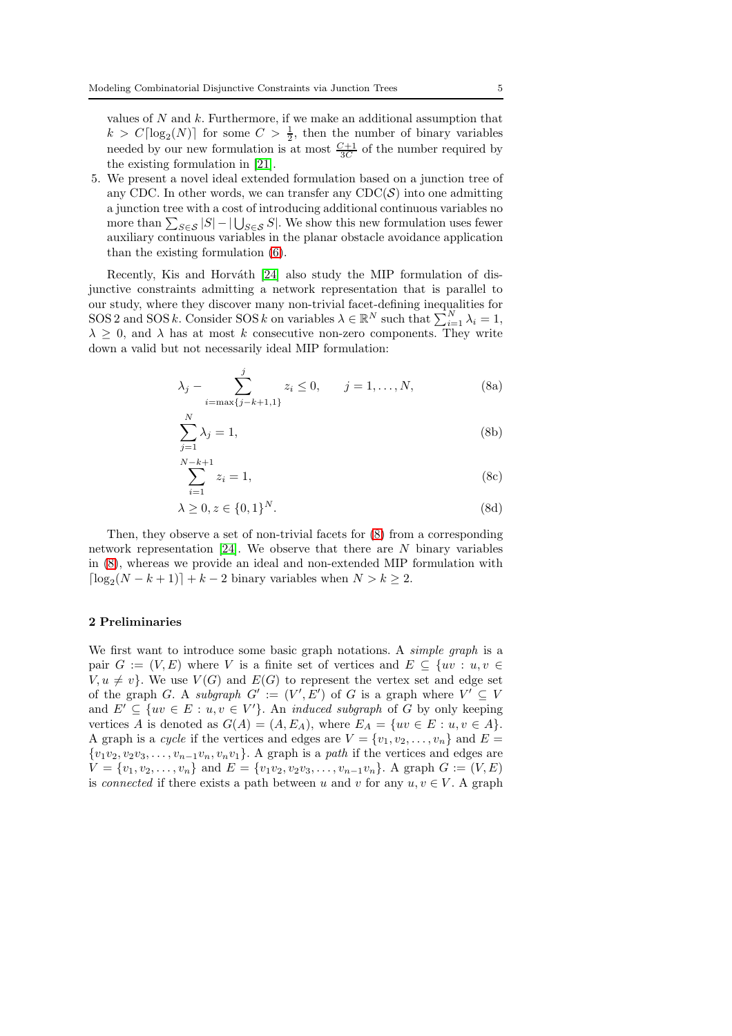values of $N$ and $k$. Furthermore, if we make an additional assumption that $k > C\lceil \log_2(N) \rceil$ for some $C > \frac{1}{2}$, then the number of binary variables needed by our new formulation is at most $\frac{C+1}{3C}$ of the number required by the existing formulation in [21].

5. We present a novel ideal extended formulation based on a junction tree of any CDC. In other words, we can transfer any $\text{CDC}(\mathcal{S})$ into one admitting a junction tree with a cost of introducing additional continuous variables no more than $\sum_{S\in\mathcal{S}} |S| - |\bigcup_{S\in\mathcal{S}} S|$. We show this new formulation uses fewer auxiliary continuous variables in the planar obstacle avoidance application than the existing formulation (6).

Recently, Kis and Horváth [24] also study the MIP formulation of disjunctive constraints admitting a network representation that is parallel to our study, where they discover many non-trivial facet-defining inequalities for SOS 2 and SOS $k$. Consider SOS $k$ on variables $\lambda \in \mathbb{R}^N$ such that $\sum_{i=1}^N \lambda_i = 1$, $\lambda \geq 0$, and $\lambda$ has at most $k$ consecutive non-zero components. They write down a valid but not necessarily ideal MIP formulation:

$$\lambda_j - \sum_{i=\max\{j-k+1,1\}}^{j} z_i \leq 0, \qquad j = 1, \dots, N, \tag{8a}$$

$$\sum_{j=1}^{N} \lambda_j = 1, \tag{8b}$$

$$\sum_{i=1}^{N-k+1} z_i = 1, \tag{8c}$$

$$\lambda \geq 0, z \in \{0,1\}^N. \tag{8d}$$

Then, they observe a set of non-trivial facets for (8) from a corresponding network representation [24]. We observe that there are $N$ binary variables in (8), whereas we provide an ideal and non-extended MIP formulation with $\lceil \log_2(N-k+1) \rceil + k - 2$ binary variables when $N > k \geq 2$.

## 2 Preliminaries

We first want to introduce some basic graph notations. A *simple graph* is a pair $G := (V, E)$ where $V$ is a finite set of vertices and $E \subseteq \{uv : u, v \in V, u \neq v\}$. We use $V(G)$ and $E(G)$ to represent the vertex set and edge set of the graph $G$. A *subgraph* $G' := (V', E')$ of $G$ is a graph where $V' \subseteq V$ and $E' \subseteq \{uv \in E : u, v \in V'\}$. An *induced subgraph* of $G$ by only keeping vertices $A$ is denoted as $G(A) = (A, E_A)$, where $E_A = \{uv \in E : u, v \in A\}$. A graph is a *cycle* if the vertices and edges are $V = \{v_1, v_2, \dots, v_n\}$ and $E = \{v_1v_2, v_2v_3, \dots, v_{n-1}v_n, v_nv_1\}$. A graph is a *path* if the vertices and edges are $V = \{v_1, v_2, \dots, v_n\}$ and $E = \{v_1v_2, v_2v_3, \dots, v_{n-1}v_n\}$. A graph $G := (V, E)$ is *connected* if there exists a path between $u$ and $v$ for any $u, v \in V$. A graph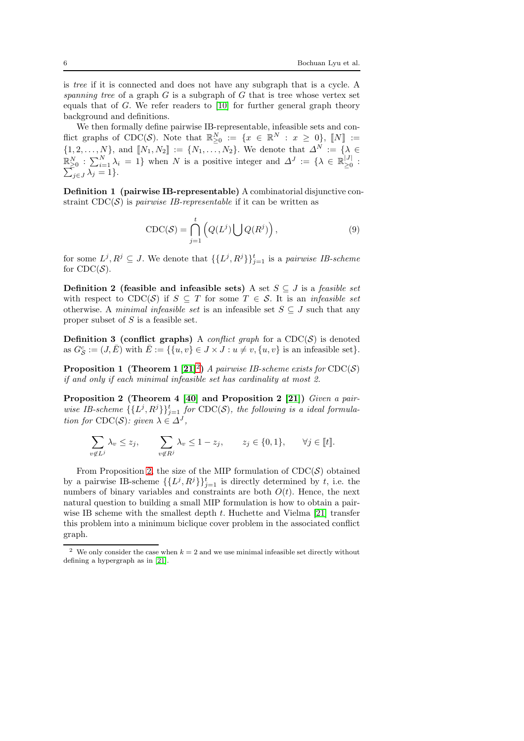is *tree* if it is connected and does not have any subgraph that is a cycle. A *spanning tree* of a graph $G$ is a subgraph of $G$ that is tree whose vertex set equals that of $G$. We refer readers to [10] for further general graph theory background and definitions.

We then formally define pairwise IB-representable, infeasible sets and conflict graphs of $\text{CDC}(\mathcal{S})$. Note that $\mathbb{R}^N_{\geq 0} := \{x \in \mathbb{R}^N : x \geq 0\}$, $[\![N]\!] := \{1, 2, \ldots, N\}$, and $[\![N_1, N_2]\!] := \{N_1, \ldots, N_2\}$. We denote that $\Delta^N := \{\lambda \in \mathbb{R}^N_{\geq 0} : \sum_{i=1}^N \lambda_i = 1\}$ when $N$ is a positive integer and $\Delta^J := \{\lambda \in \mathbb{R}^{|J|}_{\geq 0} : \sum_{j \in J} \lambda_j = 1\}$.

**Definition 1 (pairwise IB-representable)** A combinatorial disjunctive constraint $\text{CDC}(\mathcal{S})$ is *pairwise IB-representable* if it can be written as

$$\text{CDC}(\mathcal{S}) = \bigcap_{j=1}^{t} \left( Q(L^j) \bigcup Q(R^j) \right), \tag{9}$$

for some $L^j, R^j \subseteq J$. We denote that $\{\{L^j, R^j\}\}_{j=1}^t$ is a *pairwise IB-scheme* for $\text{CDC}(\mathcal{S})$.

**Definition 2 (feasible and infeasible sets)** A set $S \subseteq J$ is a *feasible set* with respect to $\text{CDC}(\mathcal{S})$ if $S \subseteq T$ for some $T \in \mathcal{S}$. It is an *infeasible set* otherwise. A *minimal infeasible set* is an infeasible set $S \subseteq J$ such that any proper subset of $S$ is a feasible set.

**Definition 3 (conflict graphs)** A *conflict graph* for a $\text{CDC}(\mathcal{S})$ is denoted as $G^c_{\mathcal{S}} := (J, \bar{E})$ with $\bar{E} := \{\{u, v\} \in J \times J : u \neq v, \{u, v\} \text{ is an infeasible set}\}$.

**Proposition 1 (Theorem 1 [21][2])** *A pairwise IB-scheme exists for* $\text{CDC}(\mathcal{S})$ *if and only if each minimal infeasible set has cardinality at most 2.*

**Proposition 2 (Theorem 4 [40] and Proposition 2 [21])** *Given a pairwise IB-scheme* $\{\{L^j, R^j\}\}_{j=1}^t$ *for* $\text{CDC}(\mathcal{S})$*, the following is a ideal formulation for* $\text{CDC}(\mathcal{S})$*: given* $\lambda \in \Delta^J$,

$$\sum_{v \notin L^j} \lambda_v \leq z_j, \qquad \sum_{v \notin R^j} \lambda_v \leq 1 - z_j, \qquad z_j \in \{0, 1\}, \qquad \forall j \in [\![t]\!].$$

From Proposition 2, the size of the MIP formulation of $\text{CDC}(\mathcal{S})$ obtained by a pairwise IB-scheme $\{\{L^j, R^j\}\}_{j=1}^t$ is directly determined by $t$, i.e. the numbers of binary variables and constraints are both $O(t)$. Hence, the next natural question to building a small MIP formulation is how to obtain a pairwise IB scheme with the smallest depth $t$. Huchette and Vielma [21] transfer this problem into a minimum biclique cover problem in the associated conflict graph.

[2] We only consider the case when $k = 2$ and we use minimal infeasible set directly without defining a hypergraph as in [21].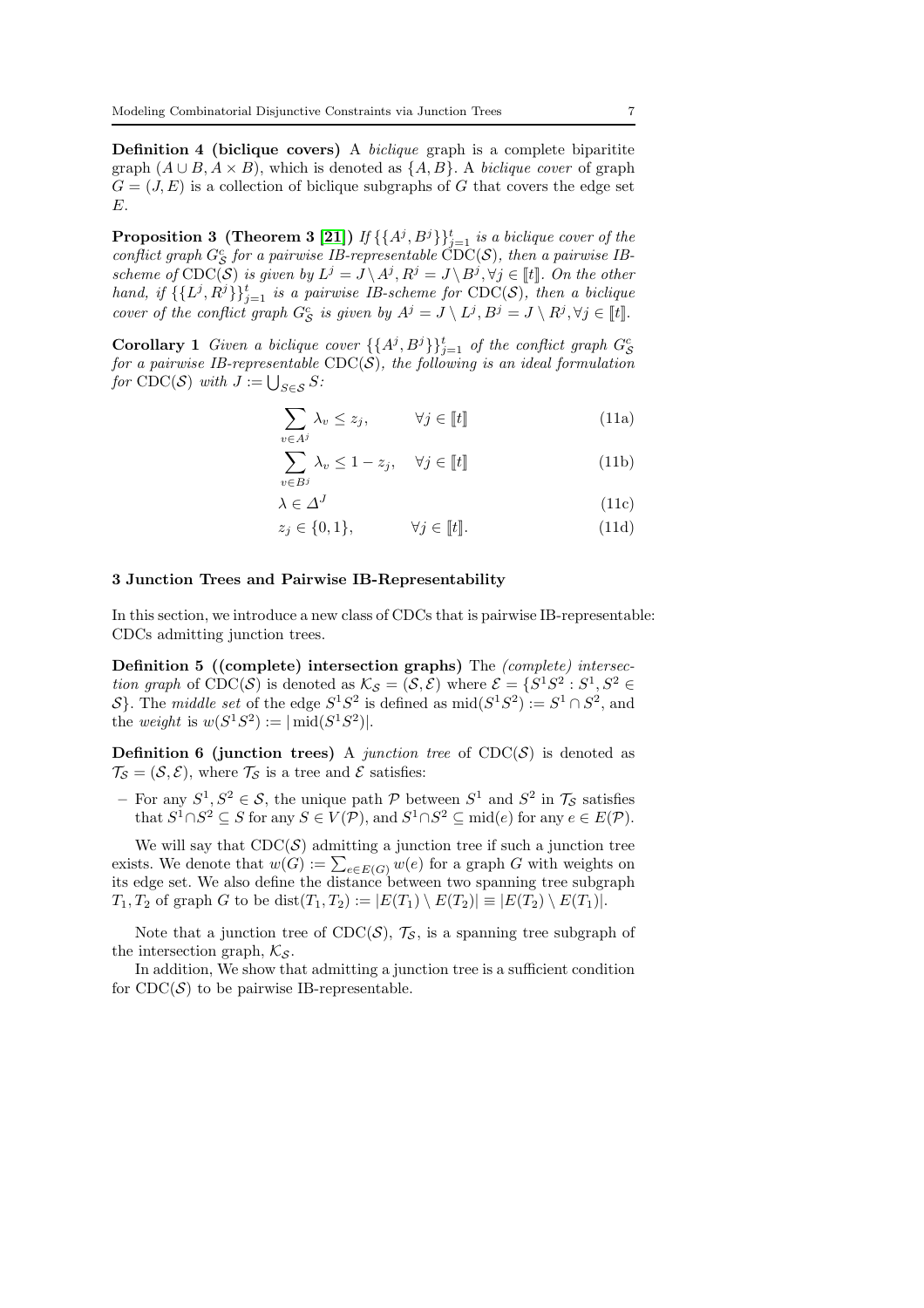**Definition 4 (biclique covers)** A *biclique* graph is a complete bipartite graph $(A \cup B, A \times B)$, which is denoted as $\{A, B\}$. A *biclique cover* of graph $G = (J, E)$ is a collection of biclique subgraphs of $G$ that covers the edge set $E$.

**Proposition 3 (Theorem 3 [21])** *If $\{\{A^j, B^j\}\}_{j=1}^t$ is a biclique cover of the conflict graph $G_{\mathcal{S}}^c$ for a pairwise IB-representable $\mathrm{CDC}(\mathcal{S})$, then a pairwise IB-scheme of $\mathrm{CDC}(\mathcal{S})$ is given by $L^j = J \setminus A^j, R^j = J \setminus B^j, \forall j \in \llbracket t \rrbracket$. On the other hand, if $\{\{L^j, R^j\}\}_{j=1}^t$ is a pairwise IB-scheme for $\mathrm{CDC}(\mathcal{S})$, then a biclique cover of the conflict graph $G_{\mathcal{S}}^c$ is given by $A^j = J \setminus L^j, B^j = J \setminus R^j, \forall j \in \llbracket t \rrbracket$.*

**Corollary 1** *Given a biclique cover $\{\{A^j, B^j\}\}_{j=1}^t$ of the conflict graph $G_{\mathcal{S}}^c$ for a pairwise IB-representable $\mathrm{CDC}(\mathcal{S})$, the following is an ideal formulation for $\mathrm{CDC}(\mathcal{S})$ with $J := \bigcup_{S \in \mathcal{S}} S$:*

$$\sum_{v \in A^j} \lambda_v \leq z_j, \qquad \forall j \in \llbracket t \rrbracket \tag{11a}$$

$$\sum_{v \in B^j} \lambda_v \leq 1 - z_j, \quad \forall j \in \llbracket t \rrbracket \tag{11b}$$

$$\lambda \in \Delta^J \tag{11c}$$

$$z_j \in \{0, 1\}, \qquad \forall j \in \llbracket t \rrbracket. \tag{11d}$$

## 3 Junction Trees and Pairwise IB-Representability

In this section, we introduce a new class of CDCs that is pairwise IB-representable: CDCs admitting junction trees.

**Definition 5 ((complete) intersection graphs)** The *(complete) intersection graph* of $\mathrm{CDC}(\mathcal{S})$ is denoted as $\mathcal{K}_{\mathcal{S}} = (\mathcal{S}, \mathcal{E})$ where $\mathcal{E} = \{S^1S^2 : S^1, S^2 \in \mathcal{S}\}$. The *middle set* of the edge $S^1S^2$ is defined as $\mathrm{mid}(S^1S^2) := S^1 \cap S^2$, and the *weight* is $w(S^1S^2) := |\mathrm{mid}(S^1S^2)|$.

**Definition 6 (junction trees)** A *junction tree* of $\mathrm{CDC}(\mathcal{S})$ is denoted as $\mathcal{T}_{\mathcal{S}} = (\mathcal{S}, \mathcal{E})$, where $\mathcal{T}_{\mathcal{S}}$ is a tree and $\mathcal{E}$ satisfies:

– For any $S^1, S^2 \in \mathcal{S}$, the unique path $\mathcal{P}$ between $S^1$ and $S^2$ in $\mathcal{T}_{\mathcal{S}}$ satisfies that $S^1 \cap S^2 \subseteq S$ for any $S \in V(\mathcal{P})$, and $S^1 \cap S^2 \subseteq \mathrm{mid}(e)$ for any $e \in E(\mathcal{P})$.

We will say that $\mathrm{CDC}(\mathcal{S})$ admitting a junction tree if such a junction tree exists. We denote that $w(G) := \sum_{e \in E(G)} w(e)$ for a graph $G$ with weights on its edge set. We also define the distance between two spanning tree subgraph $T_1, T_2$ of graph $G$ to be $\mathrm{dist}(T_1, T_2) := |E(T_1) \setminus E(T_2)| \equiv |E(T_2) \setminus E(T_1)|$.

Note that a junction tree of $\mathrm{CDC}(\mathcal{S})$, $\mathcal{T}_{\mathcal{S}}$, is a spanning tree subgraph of the intersection graph, $\mathcal{K}_{\mathcal{S}}$.

In addition, We show that admitting a junction tree is a sufficient condition for $\mathrm{CDC}(\mathcal{S})$ to be pairwise IB-representable.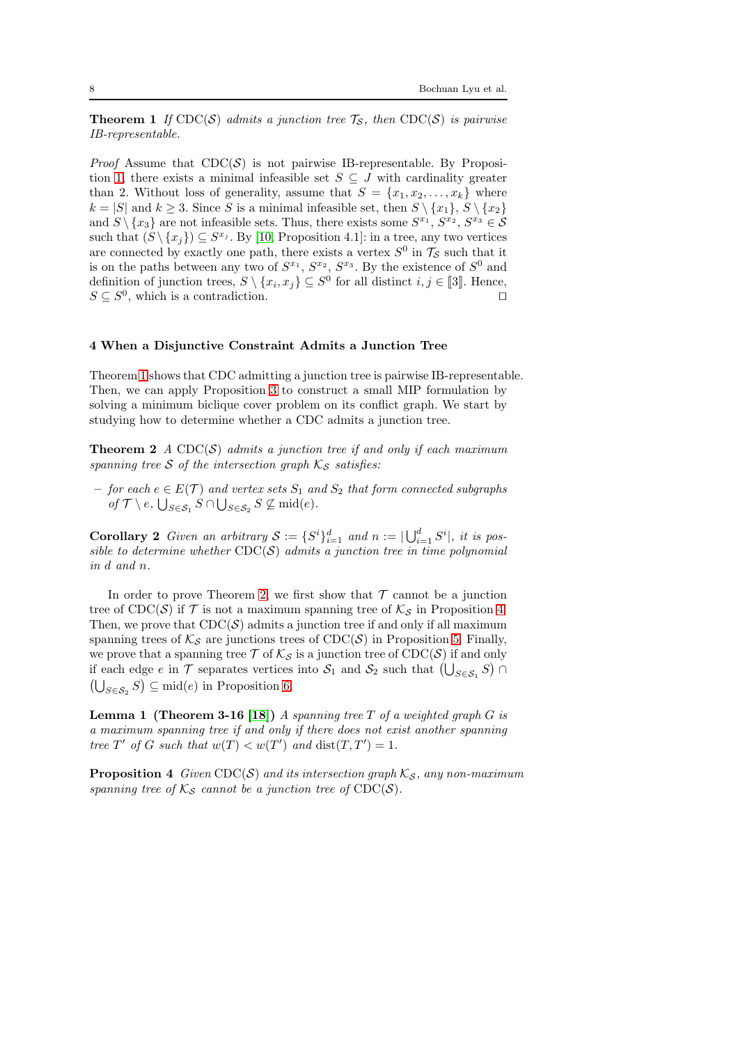**Theorem 1** *If* $\mathrm{CDC}(\mathcal{S})$ *admits a junction tree* $\mathcal{T}_{\mathcal{S}}$*, then* $\mathrm{CDC}(\mathcal{S})$ *is pairwise IB-representable.*

*Proof* Assume that $\mathrm{CDC}(\mathcal{S})$ is not pairwise IB-representable. By Proposition 1, there exists a minimal infeasible set $S \subseteq J$ with cardinality greater than 2. Without loss of generality, assume that $S = \{x_1, x_2, \ldots, x_k\}$ where $k = |S|$ and $k \geq 3$. Since $S$ is a minimal infeasible set, then $S \setminus \{x_1\}$, $S \setminus \{x_2\}$ and $S \setminus \{x_3\}$ are not infeasible sets. Thus, there exists some $S^{x_1}$, $S^{x_2}$, $S^{x_3} \in \mathcal{S}$ such that $(S \setminus \{x_j\}) \subseteq S^{x_j}$. By [10, Proposition 4.1]: in a tree, any two vertices are connected by exactly one path, there exists a vertex $S^0$ in $\mathcal{T}_{\mathcal{S}}$ such that it is on the paths between any two of $S^{x_1}$, $S^{x_2}$, $S^{x_3}$. By the existence of $S^0$ and definition of junction trees, $S \setminus \{x_i, x_j\} \subseteq S^0$ for all distinct $i, j \in [\![3]\!]$. Hence, $S \subseteq S^0$, which is a contradiction. □

## 4 When a Disjunctive Constraint Admits a Junction Tree

Theorem 1 shows that CDC admitting a junction tree is pairwise IB-representable. Then, we can apply Proposition 3 to construct a small MIP formulation by solving a minimum biclique cover problem on its conflict graph. We start by studying how to determine whether a CDC admits a junction tree.

**Theorem 2** *A* $\mathrm{CDC}(\mathcal{S})$ *admits a junction tree if and only if each maximum spanning tree* $\mathcal{S}$ *of the intersection graph* $\mathcal{K}_{\mathcal{S}}$ *satisfies:*

- *for each* $e \in E(\mathcal{T})$ *and vertex sets* $\mathcal{S}_1$ *and* $\mathcal{S}_2$ *that form connected subgraphs of* $\mathcal{T} \setminus e$*,* $\bigcup_{S \in \mathcal{S}_1} S \cap \bigcup_{S \in \mathcal{S}_2} S \not\subseteq \mathrm{mid}(e)$*.*

**Corollary 2** *Given an arbitrary* $\mathcal{S} := \{S^i\}_{i=1}^d$ *and* $n := |\bigcup_{i=1}^d S^i|$*, it is possible to determine whether* $\mathrm{CDC}(\mathcal{S})$ *admits a junction tree in time polynomial in* $d$ *and* $n$*.*

In order to prove Theorem 2, we first show that $\mathcal{T}$ cannot be a junction tree of $\mathrm{CDC}(\mathcal{S})$ if $\mathcal{T}$ is not a maximum spanning tree of $\mathcal{K}_{\mathcal{S}}$ in Proposition 4. Then, we prove that $\mathrm{CDC}(\mathcal{S})$ admits a junction tree if and only if all maximum spanning trees of $\mathcal{K}_{\mathcal{S}}$ are junctions trees of $\mathrm{CDC}(\mathcal{S})$ in Proposition 5. Finally, we prove that a spanning tree $\mathcal{T}$ of $\mathcal{K}_{\mathcal{S}}$ is a junction tree of $\mathrm{CDC}(\mathcal{S})$ if and only if each edge $e$ in $\mathcal{T}$ separates vertices into $\mathcal{S}_1$ and $\mathcal{S}_2$ such that $\left(\bigcup_{S \in \mathcal{S}_1} S\right) \cap \left(\bigcup_{S \in \mathcal{S}_2} S\right) \subseteq \mathrm{mid}(e)$ in Proposition 6.

**Lemma 1 (Theorem 3-16 [18])** *A spanning tree* $T$ *of a weighted graph* $G$ *is a maximum spanning tree if and only if there does not exist another spanning tree* $T'$ *of* $G$ *such that* $w(T) < w(T')$ *and* $\mathrm{dist}(T, T') = 1$*.*

**Proposition 4** *Given* $\mathrm{CDC}(\mathcal{S})$ *and its intersection graph* $\mathcal{K}_{\mathcal{S}}$*, any non-maximum spanning tree of* $\mathcal{K}_{\mathcal{S}}$ *cannot be a junction tree of* $\mathrm{CDC}(\mathcal{S})$*.*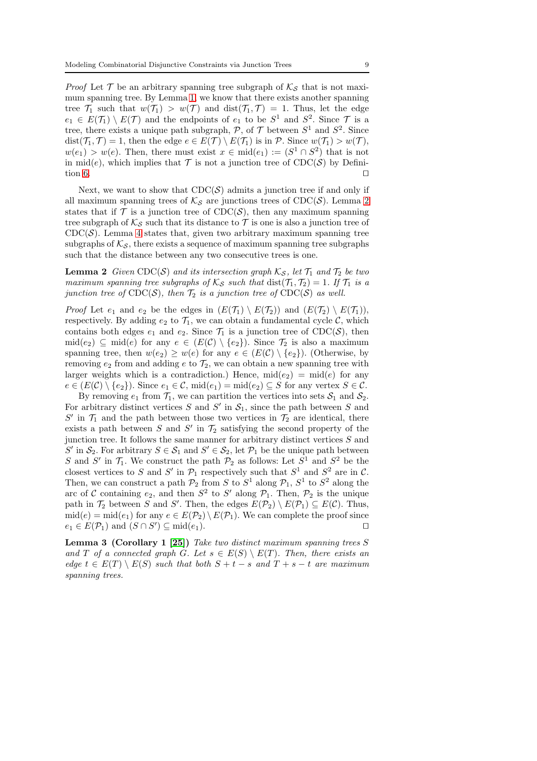*Proof* Let $\mathcal{T}$ be an arbitrary spanning tree subgraph of $\mathcal{K}_{\mathcal{S}}$ that is not maximum spanning tree. By Lemma 1, we know that there exists another spanning tree $\mathcal{T}_1$ such that $w(\mathcal{T}_1) > w(\mathcal{T})$ and $\text{dist}(\mathcal{T}_1, \mathcal{T}) = 1$. Thus, let the edge $e_1 \in E(\mathcal{T}_1) \setminus E(\mathcal{T})$ and the endpoints of $e_1$ to be $S^1$ and $S^2$. Since $\mathcal{T}$ is a tree, there exists a unique path subgraph, $\mathcal{P}$, of $\mathcal{T}$ between $S^1$ and $S^2$. Since $\text{dist}(\mathcal{T}_1, \mathcal{T}) = 1$, then the edge $e \in E(\mathcal{T}) \setminus E(\mathcal{T}_1)$ is in $\mathcal{P}$. Since $w(\mathcal{T}_1) > w(\mathcal{T})$, $w(e_1) > w(e)$. Then, there must exist $x \in \text{mid}(e_1) := (S^1 \cap S^2)$ that is not in $\text{mid}(e)$, which implies that $\mathcal{T}$ is not a junction tree of $\text{CDC}(\mathcal{S})$ by Definition 6. $\square$

Next, we want to show that $\text{CDC}(\mathcal{S})$ admits a junction tree if and only if all maximum spanning trees of $\mathcal{K}_{\mathcal{S}}$ are junctions trees of $\text{CDC}(\mathcal{S})$. Lemma 2 states that if $\mathcal{T}$ is a junction tree of $\text{CDC}(\mathcal{S})$, then any maximum spanning tree subgraph of $\mathcal{K}_{\mathcal{S}}$ such that its distance to $\mathcal{T}$ is one is also a junction tree of $\text{CDC}(\mathcal{S})$. Lemma 4 states that, given two arbitrary maximum spanning tree subgraphs of $\mathcal{K}_{\mathcal{S}}$, there exists a sequence of maximum spanning tree subgraphs such that the distance between any two consecutive trees is one.

**Lemma 2** *Given* $\text{CDC}(\mathcal{S})$ *and its intersection graph* $\mathcal{K}_{\mathcal{S}}$*, let* $\mathcal{T}_1$ *and* $\mathcal{T}_2$ *be two maximum spanning tree subgraphs of* $\mathcal{K}_{\mathcal{S}}$ *such that* $\text{dist}(\mathcal{T}_1, \mathcal{T}_2) = 1$*. If* $\mathcal{T}_1$ *is a junction tree of* $\text{CDC}(\mathcal{S})$*, then* $\mathcal{T}_2$ *is a junction tree of* $\text{CDC}(\mathcal{S})$ *as well.*

*Proof* Let $e_1$ and $e_2$ be the edges in $(E(\mathcal{T}_1) \setminus E(\mathcal{T}_2))$ and $(E(\mathcal{T}_2) \setminus E(\mathcal{T}_1))$, respectively. By adding $e_2$ to $\mathcal{T}_1$, we can obtain a fundamental cycle $\mathcal{C}$, which contains both edges $e_1$ and $e_2$. Since $\mathcal{T}_1$ is a junction tree of $\text{CDC}(\mathcal{S})$, then $\text{mid}(e_2) \subseteq \text{mid}(e)$ for any $e \in (E(\mathcal{C}) \setminus \{e_2\})$. Since $\mathcal{T}_2$ is also a maximum spanning tree, then $w(e_2) \geq w(e)$ for any $e \in (E(\mathcal{C}) \setminus \{e_2\})$. (Otherwise, by removing $e_2$ from and adding $e$ to $\mathcal{T}_2$, we can obtain a new spanning tree with larger weights which is a contradiction.) Hence, $\text{mid}(e_2) = \text{mid}(e)$ for any $e \in (E(\mathcal{C}) \setminus \{e_2\})$. Since $e_1 \in \mathcal{C}$, $\text{mid}(e_1) = \text{mid}(e_2) \subseteq S$ for any vertex $S \in \mathcal{C}$.

By removing $e_1$ from $\mathcal{T}_1$, we can partition the vertices into sets $\mathcal{S}_1$ and $\mathcal{S}_2$. For arbitrary distinct vertices $S$ and $S'$ in $\mathcal{S}_1$, since the path between $S$ and $S'$ in $\mathcal{T}_1$ and the path between those two vertices in $\mathcal{T}_2$ are identical, there exists a path between $S$ and $S'$ in $\mathcal{T}_2$ satisfying the second property of the junction tree. It follows the same manner for arbitrary distinct vertices $S$ and $S'$ in $\mathcal{S}_2$. For arbitrary $S \in \mathcal{S}_1$ and $S' \in \mathcal{S}_2$, let $\mathcal{P}_1$ be the unique path between $S$ and $S'$ in $\mathcal{T}_1$. We construct the path $\mathcal{P}_2$ as follows: Let $S^1$ and $S^2$ be the closest vertices to $S$ and $S'$ in $\mathcal{P}_1$ respectively such that $S^1$ and $S^2$ are in $\mathcal{C}$. Then, we can construct a path $\mathcal{P}_2$ from $S$ to $S^1$ along $\mathcal{P}_1$, $S^1$ to $S^2$ along the arc of $\mathcal{C}$ containing $e_2$, and then $S^2$ to $S'$ along $\mathcal{P}_1$. Then, $\mathcal{P}_2$ is the unique path in $\mathcal{T}_2$ between $S$ and $S'$. Then, the edges $E(\mathcal{P}_2) \setminus E(\mathcal{P}_1) \subseteq E(\mathcal{C})$. Thus, $\text{mid}(e) = \text{mid}(e_1)$ for any $e \in E(\mathcal{P}_2) \setminus E(\mathcal{P}_1)$. We can complete the proof since $e_1 \in E(\mathcal{P}_1)$ and $(S \cap S') \subseteq \text{mid}(e_1)$. $\square$

**Lemma 3 (Corollary 1 [25])** *Take two distinct maximum spanning trees* $S$ *and* $T$ *of a connected graph* $G$*. Let* $s \in E(S) \setminus E(T)$*. Then, there exists an edge* $t \in E(T) \setminus E(S)$ *such that both* $S + t - s$ *and* $T + s - t$ *are maximum spanning trees.*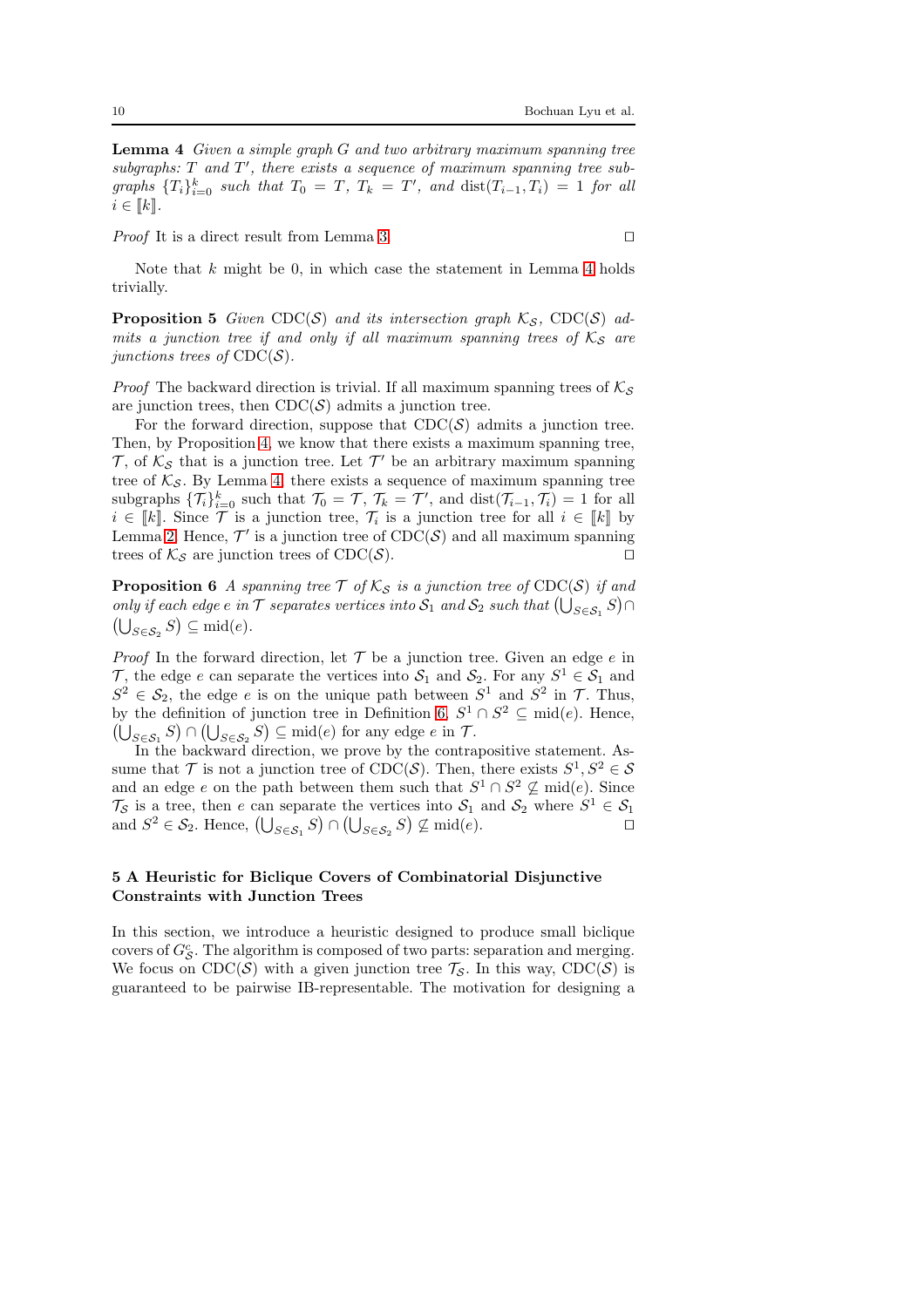**Lemma 4** *Given a simple graph $G$ and two arbitrary maximum spanning tree subgraphs: $T$ and $T'$, there exists a sequence of maximum spanning tree subgraphs $\{T_i\}_{i=0}^k$ such that $T_0 = T$, $T_k = T'$, and $\text{dist}(T_{i-1}, T_i) = 1$ for all $i \in [\![k]\!]$.*

*Proof* It is a direct result from Lemma 3. □

Note that $k$ might be 0, in which case the statement in Lemma 4 holds trivially.

**Proposition 5** *Given $\text{CDC}(\mathcal{S})$ and its intersection graph $\mathcal{K}_{\mathcal{S}}$, $\text{CDC}(\mathcal{S})$ admits a junction tree if and only if all maximum spanning trees of $\mathcal{K}_{\mathcal{S}}$ are junctions trees of $\text{CDC}(\mathcal{S})$.*

*Proof* The backward direction is trivial. If all maximum spanning trees of $\mathcal{K}_{\mathcal{S}}$ are junction trees, then $\text{CDC}(\mathcal{S})$ admits a junction tree.

For the forward direction, suppose that $\text{CDC}(\mathcal{S})$ admits a junction tree. Then, by Proposition 4, we know that there exists a maximum spanning tree, $\mathcal{T}$, of $\mathcal{K}_{\mathcal{S}}$ that is a junction tree. Let $\mathcal{T}'$ be an arbitrary maximum spanning tree of $\mathcal{K}_{\mathcal{S}}$. By Lemma 4, there exists a sequence of maximum spanning tree subgraphs $\{\mathcal{T}_i\}_{i=0}^k$ such that $\mathcal{T}_0 = \mathcal{T}$, $\mathcal{T}_k = \mathcal{T}'$, and $\text{dist}(\mathcal{T}_{i-1}, \mathcal{T}_i) = 1$ for all $i \in [\![k]\!]$. Since $\mathcal{T}$ is a junction tree, $\mathcal{T}_i$ is a junction tree for all $i \in [\![k]\!]$ by Lemma 2. Hence, $\mathcal{T}'$ is a junction tree of $\text{CDC}(\mathcal{S})$ and all maximum spanning trees of $\mathcal{K}_{\mathcal{S}}$ are junction trees of $\text{CDC}(\mathcal{S})$. □

**Proposition 6** *A spanning tree $\mathcal{T}$ of $\mathcal{K}_{\mathcal{S}}$ is a junction tree of $\text{CDC}(\mathcal{S})$ if and only if each edge $e$ in $\mathcal{T}$ separates vertices into $\mathcal{S}_1$ and $\mathcal{S}_2$ such that $\left(\bigcup_{S \in \mathcal{S}_1} S\right) \cap \left(\bigcup_{S \in \mathcal{S}_2} S\right) \subseteq \text{mid}(e)$.*

*Proof* In the forward direction, let $\mathcal{T}$ be a junction tree. Given an edge $e$ in $\mathcal{T}$, the edge $e$ can separate the vertices into $\mathcal{S}_1$ and $\mathcal{S}_2$. For any $S^1 \in \mathcal{S}_1$ and $S^2 \in \mathcal{S}_2$, the edge $e$ is on the unique path between $S^1$ and $S^2$ in $\mathcal{T}$. Thus, by the definition of junction tree in Definition 6, $S^1 \cap S^2 \subseteq \text{mid}(e)$. Hence, $\left(\bigcup_{S \in \mathcal{S}_1} S\right) \cap \left(\bigcup_{S \in \mathcal{S}_2} S\right) \subseteq \text{mid}(e)$ for any edge $e$ in $\mathcal{T}$.

In the backward direction, we prove by the contrapositive statement. Assume that $\mathcal{T}$ is not a junction tree of $\text{CDC}(\mathcal{S})$. Then, there exists $S^1, S^2 \in \mathcal{S}$ and an edge $e$ on the path between them such that $S^1 \cap S^2 \not\subseteq \text{mid}(e)$. Since $\mathcal{T}_{\mathcal{S}}$ is a tree, then $e$ can separate the vertices into $\mathcal{S}_1$ and $\mathcal{S}_2$ where $S^1 \in \mathcal{S}_1$ and $S^2 \in \mathcal{S}_2$. Hence, $\left(\bigcup_{S \in \mathcal{S}_1} S\right) \cap \left(\bigcup_{S \in \mathcal{S}_2} S\right) \not\subseteq \text{mid}(e)$. □

## 5 A Heuristic for Biclique Covers of Combinatorial Disjunctive Constraints with Junction Trees

In this section, we introduce a heuristic designed to produce small biclique covers of $G^c_{\mathcal{S}}$. The algorithm is composed of two parts: separation and merging. We focus on $\text{CDC}(\mathcal{S})$ with a given junction tree $\mathcal{T}_{\mathcal{S}}$. In this way, $\text{CDC}(\mathcal{S})$ is guaranteed to be pairwise IB-representable. The motivation for designing a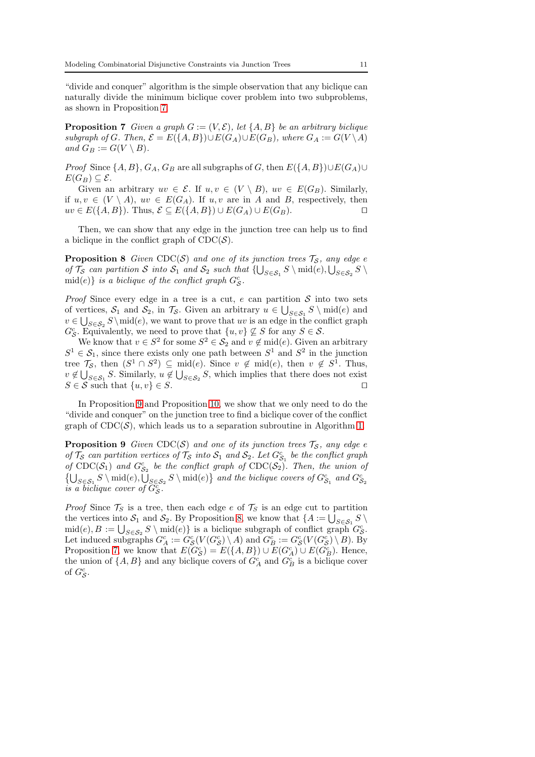"divide and conquer" algorithm is the simple observation that any biclique can naturally divide the minimum biclique cover problem into two subproblems, as shown in Proposition 7.

**Proposition 7** *Given a graph $G := (V, \mathcal{E})$, let $\{A, B\}$ be an arbitrary biclique subgraph of $G$. Then, $\mathcal{E} = E(\{A, B\}) \cup E(G_A) \cup E(G_B)$, where $G_A := G(V \setminus A)$ and $G_B := G(V \setminus B)$.*

*Proof* Since $\{A, B\}, G_A, G_B$ are all subgraphs of $G$, then $E(\{A, B\}) \cup E(G_A) \cup E(G_B) \subseteq \mathcal{E}$.

Given an arbitrary $uv \in \mathcal{E}$. If $u, v \in (V \setminus B)$, $uv \in E(G_B)$. Similarly, if $u, v \in (V \setminus A)$, $uv \in E(G_A)$. If $u, v$ are in $A$ and $B$, respectively, then $uv \in E(\{A, B\})$. Thus, $\mathcal{E} \subseteq E(\{A, B\}) \cup E(G_A) \cup E(G_B)$. $\square$

Then, we can show that any edge in the junction tree can help us to find a biclique in the conflict graph of $\mathrm{CDC}(\mathcal{S})$.

**Proposition 8** *Given $\mathrm{CDC}(\mathcal{S})$ and one of its junction trees $\mathcal{T}_\mathcal{S}$, any edge $e$ of $\mathcal{T}_\mathcal{S}$ can partition $\mathcal{S}$ into $\mathcal{S}_1$ and $\mathcal{S}_2$ such that $\{\bigcup_{S \in \mathcal{S}_1} S \setminus \mathrm{mid}(e), \bigcup_{S \in \mathcal{S}_2} S \setminus \mathrm{mid}(e)\}$ is a biclique of the conflict graph $G^c_\mathcal{S}$.*

*Proof* Since every edge in a tree is a cut, $e$ can partition $\mathcal{S}$ into two sets of vertices, $\mathcal{S}_1$ and $\mathcal{S}_2$, in $\mathcal{T}_\mathcal{S}$. Given an arbitrary $u \in \bigcup_{S \in \mathcal{S}_1} S \setminus \mathrm{mid}(e)$ and $v \in \bigcup_{S \in \mathcal{S}_2} S \setminus \mathrm{mid}(e)$, we want to prove that $uv$ is an edge in the conflict graph $G^c_\mathcal{S}$. Equivalently, we need to prove that $\{u, v\} \not\subseteq S$ for any $S \in \mathcal{S}$.

We know that $v \in S^2$ for some $S^2 \in \mathcal{S}_2$ and $v \notin \mathrm{mid}(e)$. Given an arbitrary $S^1 \in \mathcal{S}_1$, since there exists only one path between $S^1$ and $S^2$ in the junction tree $\mathcal{T}_\mathcal{S}$, then $(S^1 \cap S^2) \subseteq \mathrm{mid}(e)$. Since $v \notin \mathrm{mid}(e)$, then $v \notin S^1$. Thus, $v \notin \bigcup_{S \in \mathcal{S}_1} S$. Similarly, $u \notin \bigcup_{S \in \mathcal{S}_2} S$, which implies that there does not exist $S \in \mathcal{S}$ such that $\{u, v\} \in S$. $\square$

In Proposition 9 and Proposition 10, we show that we only need to do the "divide and conquer" on the junction tree to find a biclique cover of the conflict graph of $\mathrm{CDC}(\mathcal{S})$, which leads us to a separation subroutine in Algorithm 1.

**Proposition 9** *Given $\mathrm{CDC}(\mathcal{S})$ and one of its junction trees $\mathcal{T}_\mathcal{S}$, any edge $e$ of $\mathcal{T}_\mathcal{S}$ can partition vertices of $\mathcal{T}_\mathcal{S}$ into $\mathcal{S}_1$ and $\mathcal{S}_2$. Let $G^c_{\mathcal{S}_1}$ be the conflict graph of $\mathrm{CDC}(\mathcal{S}_1)$ and $G^c_{\mathcal{S}_2}$ be the conflict graph of $\mathrm{CDC}(\mathcal{S}_2)$. Then, the union of $\left\{\bigcup_{S \in \mathcal{S}_1} S \setminus \mathrm{mid}(e), \bigcup_{S \in \mathcal{S}_2} S \setminus \mathrm{mid}(e)\right\}$ and the biclique covers of $G^c_{\mathcal{S}_1}$ and $G^c_{\mathcal{S}_2}$ is a biclique cover of $G^c_\mathcal{S}$.*

*Proof* Since $\mathcal{T}_S$ is a tree, then each edge $e$ of $\mathcal{T}_S$ is an edge cut to partition the vertices into $\mathcal{S}_1$ and $\mathcal{S}_2$. By Proposition 8, we know that $\{A := \bigcup_{S \in \mathcal{S}_1} S \setminus \mathrm{mid}(e), B := \bigcup_{S \in \mathcal{S}_2} S \setminus \mathrm{mid}(e)\}$ is a biclique subgraph of conflict graph $G^c_\mathcal{S}$. Let induced subgraphs $G^c_A := G^c_\mathcal{S}(V(G^c_\mathcal{S}) \setminus A)$ and $G^c_B := G^c_\mathcal{S}(V(G^c_\mathcal{S}) \setminus B)$. By Proposition 7, we know that $E(G^c_\mathcal{S}) = E(\{A, B\}) \cup E(G^c_A) \cup E(G^c_B)$. Hence, the union of $\{A, B\}$ and any biclique covers of $G^c_A$ and $G^c_B$ is a biclique cover of $G^c_\mathcal{S}$.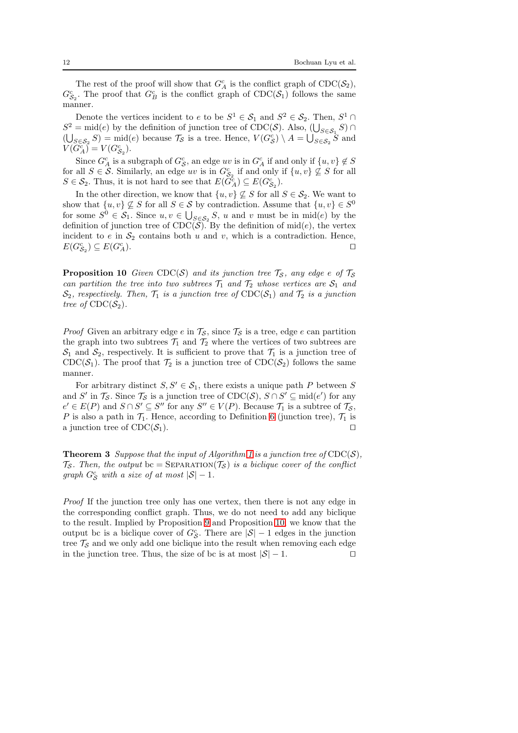The rest of the proof will show that $G_A^c$ is the conflict graph of $\text{CDC}(\mathcal{S}_2)$, $G_{\mathcal{S}_2}^c$. The proof that $G_B^c$ is the conflict graph of $\text{CDC}(\mathcal{S}_1)$ follows the same manner.

Denote the vertices incident to $e$ to be $S^1 \in \mathcal{S}_1$ and $S^2 \in \mathcal{S}_2$. Then, $S^1 \cap S^2 = \text{mid}(e)$ by the definition of junction tree of $\text{CDC}(\mathcal{S})$. Also, $(\bigcup_{S \in \mathcal{S}_1} S) \cap (\bigcup_{S \in \mathcal{S}_2} S) = \text{mid}(e)$ because $\mathcal{T}_\mathcal{S}$ is a tree. Hence, $V(G_\mathcal{S}^c) \setminus A = \bigcup_{S \in \mathcal{S}_2} S$ and $V(G_A^c) = V(G_{\mathcal{S}_2}^c)$.

Since $G_A^c$ is a subgraph of $G_\mathcal{S}^c$, an edge $uv$ is in $G_A^c$ if and only if $\{u, v\} \notin S$ for all $S \in \mathcal{S}$. Similarly, an edge $uv$ is in $G_{\mathcal{S}_2}^c$ if and only if $\{u, v\} \not\subseteq S$ for all $S \in \mathcal{S}_2$. Thus, it is not hard to see that $E(G_A^c) \subseteq E(G_{\mathcal{S}_2}^c)$.

In the other direction, we know that $\{u, v\} \not\subseteq S$ for all $S \in \mathcal{S}_2$. We want to show that $\{u, v\} \not\subseteq S$ for all $S \in \mathcal{S}$ by contradiction. Assume that $\{u, v\} \in S^0$ for some $S^0 \in \mathcal{S}_1$. Since $u, v \in \bigcup_{S \in \mathcal{S}_2} S$, $u$ and $v$ must be in $\text{mid}(e)$ by the definition of junction tree of $\text{CDC}(\mathcal{S})$. By the definition of $\text{mid}(e)$, the vertex incident to $e$ in $\mathcal{S}_2$ contains both $u$ and $v$, which is a contradiction. Hence, $E(G_{\mathcal{S}_2}^c) \subseteq E(G_A^c)$. ◻

**Proposition 10** *Given* $\text{CDC}(\mathcal{S})$ *and its junction tree* $\mathcal{T}_\mathcal{S}$*, any edge* $e$ *of* $\mathcal{T}_\mathcal{S}$ *can partition the tree into two subtrees* $\mathcal{T}_1$ *and* $\mathcal{T}_2$ *whose vertices are* $\mathcal{S}_1$ *and* $\mathcal{S}_2$*, respectively. Then,* $\mathcal{T}_1$ *is a junction tree of* $\text{CDC}(\mathcal{S}_1)$ *and* $\mathcal{T}_2$ *is a junction tree of* $\text{CDC}(\mathcal{S}_2)$*.*

*Proof* Given an arbitrary edge $e$ in $\mathcal{T}_\mathcal{S}$, since $\mathcal{T}_\mathcal{S}$ is a tree, edge $e$ can partition the graph into two subtrees $\mathcal{T}_1$ and $\mathcal{T}_2$ where the vertices of two subtrees are $\mathcal{S}_1$ and $\mathcal{S}_2$, respectively. It is sufficient to prove that $\mathcal{T}_1$ is a junction tree of $\text{CDC}(\mathcal{S}_1)$. The proof that $\mathcal{T}_2$ is a junction tree of $\text{CDC}(\mathcal{S}_2)$ follows the same manner.

For arbitrary distinct $S, S' \in \mathcal{S}_1$, there exists a unique path $P$ between $S$ and $S'$ in $\mathcal{T}_\mathcal{S}$. Since $\mathcal{T}_\mathcal{S}$ is a junction tree of $\text{CDC}(\mathcal{S})$, $S \cap S' \subseteq \text{mid}(e')$ for any $e' \in E(P)$ and $S \cap S' \subseteq S''$ for any $S'' \in V(P)$. Because $\mathcal{T}_1$ is a subtree of $\mathcal{T}_\mathcal{S}$, $P$ is also a path in $\mathcal{T}_1$. Hence, according to Definition 6 (junction tree), $\mathcal{T}_1$ is a junction tree of $\text{CDC}(\mathcal{S}_1)$. ◻

**Theorem 3** *Suppose that the input of Algorithm 1 is a junction tree of* $\text{CDC}(\mathcal{S})$*,* $\mathcal{T}_\mathcal{S}$*. Then, the output* $\text{bc} = \text{SEPARATION}(\mathcal{T}_\mathcal{S})$ *is a biclique cover of the conflict graph* $G_\mathcal{S}^c$ *with a size of at most* $|\mathcal{S}| - 1$*.*

*Proof* If the junction tree only has one vertex, then there is not any edge in the corresponding conflict graph. Thus, we do not need to add any biclique to the result. Implied by Proposition 9 and Proposition 10, we know that the output bc is a biclique cover of $G_\mathcal{S}^c$. There are $|\mathcal{S}| - 1$ edges in the junction tree $\mathcal{T}_\mathcal{S}$ and we only add one biclique into the result when removing each edge in the junction tree. Thus, the size of bc is at most $|\mathcal{S}| - 1$. ◻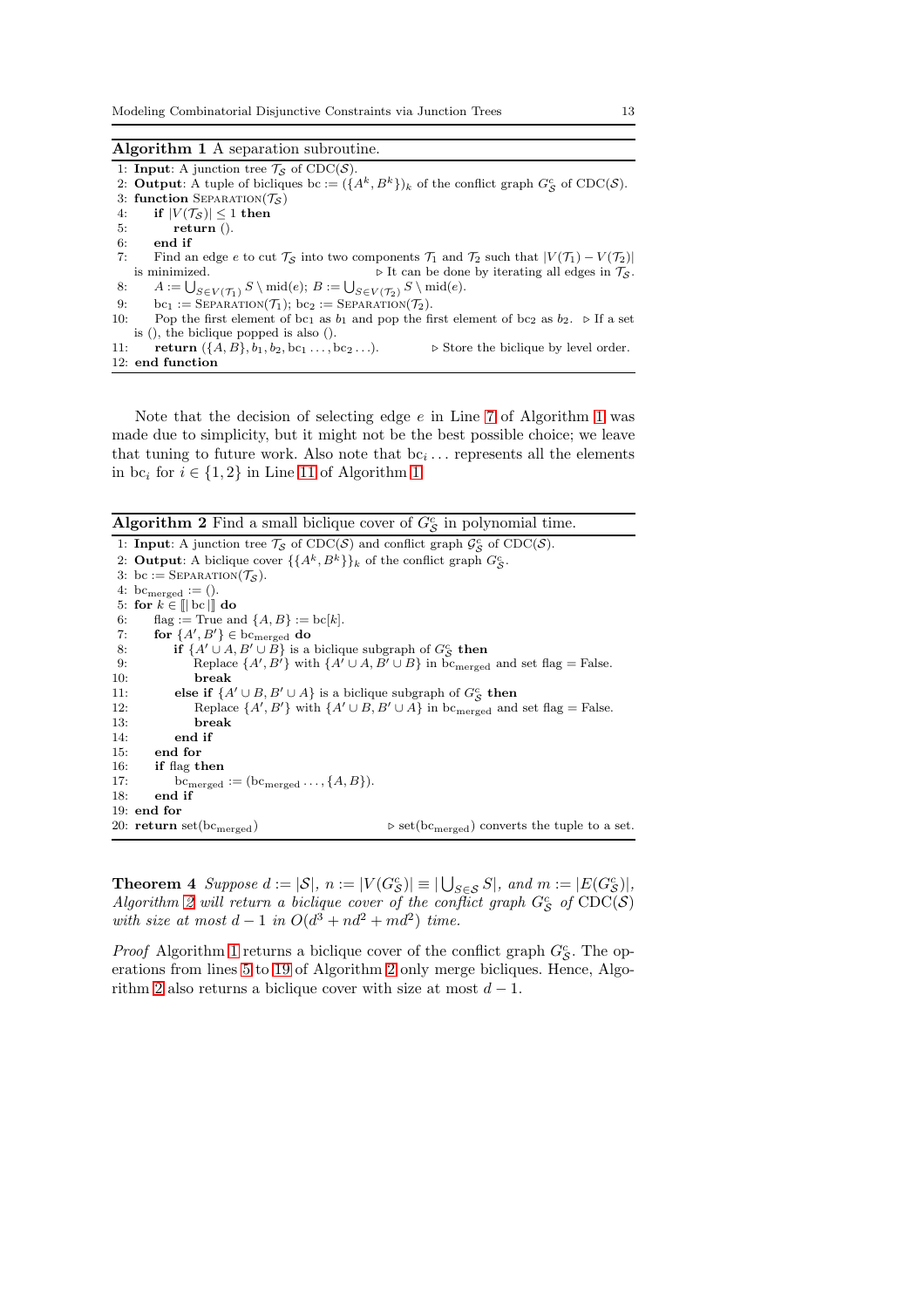**Algorithm 1** A separation subroutine.

```
1: Input: A junction tree T_S of CDC(S).
2: Output: A tuple of bicliques bc := ({A^k, B^k})_k of the conflict graph G^c_S of CDC(S).
3: function SEPARATION(T_S)
4:     if |V(T_S)| ≤ 1 then
5:         return ().
6:     end if
7:     Find an edge e to cut T_S into two components T_1 and T_2 such that |V(T_1) − V(T_2)|
       is minimized.                         ▷ It can be done by iterating all edges in T_S.
8:     A := ⋃_{S∈V(T_1)} S \ mid(e); B := ⋃_{S∈V(T_2)} S \ mid(e).
9:     bc_1 := SEPARATION(T_1); bc_2 := SEPARATION(T_2).
10:    Pop the first element of bc_1 as b_1 and pop the first element of bc_2 as b_2.  ▷ If a set
       is (), the biclique popped is also ().
11:    return ({A, B}, b_1, b_2, bc_1 ..., bc_2 ...).       ▷ Store the biclique by level order.
12: end function
```

Note that the decision of selecting edge $e$ in Line 7 of Algorithm 1 was made due to simplicity, but it might not be the best possible choice; we leave that tuning to future work. Also note that $\text{bc}_i \ldots$ represents all the elements in $\text{bc}_i$ for $i \in \{1, 2\}$ in Line 11 of Algorithm 1.

**Algorithm 2** Find a small biclique cover of $G^c_{\mathcal{S}}$ in polynomial time.

```
1: Input: A junction tree T_S of CDC(S) and conflict graph G^c_S of CDC(S).
2: Output: A biclique cover {{A^k, B^k}}_k of the conflict graph G^c_S.
3: bc := SEPARATION(T_S).
4: bc_merged := ().
5: for k ∈ ⟦|bc|⟧ do
6:     flag := True and {A, B} := bc[k].
7:     for {A', B'} ∈ bc_merged do
8:         if {A' ∪ A, B' ∪ B} is a biclique subgraph of G^c_S then
9:             Replace {A', B'} with {A' ∪ A, B' ∪ B} in bc_merged and set flag = False.
10:            break
11:        else if {A' ∪ B, B' ∪ A} is a biclique subgraph of G^c_S then
12:            Replace {A', B'} with {A' ∪ B, B' ∪ A} in bc_merged and set flag = False.
13:            break
14:        end if
15:    end for
16:    if flag then
17:        bc_merged := (bc_merged ..., {A, B}).
18:    end if
19: end for
20: return set(bc_merged)                      ▷ set(bc_merged) converts the tuple to a set.
```

**Theorem 4** *Suppose $d := |\mathcal{S}|$, $n := |V(G^c_{\mathcal{S}})| \equiv |\bigcup_{S \in \mathcal{S}} S|$, and $m := |E(G^c_{\mathcal{S}})|$, Algorithm 2 will return a biclique cover of the conflict graph $G^c_{\mathcal{S}}$ of $\text{CDC}(\mathcal{S})$ with size at most $d - 1$ in $O(d^3 + nd^2 + md^2)$ time.*

*Proof* Algorithm 1 returns a biclique cover of the conflict graph $G^c_{\mathcal{S}}$. The operations from lines 5 to 19 of Algorithm 2 only merge bicliques. Hence, Algorithm 2 also returns a biclique cover with size at most $d - 1$.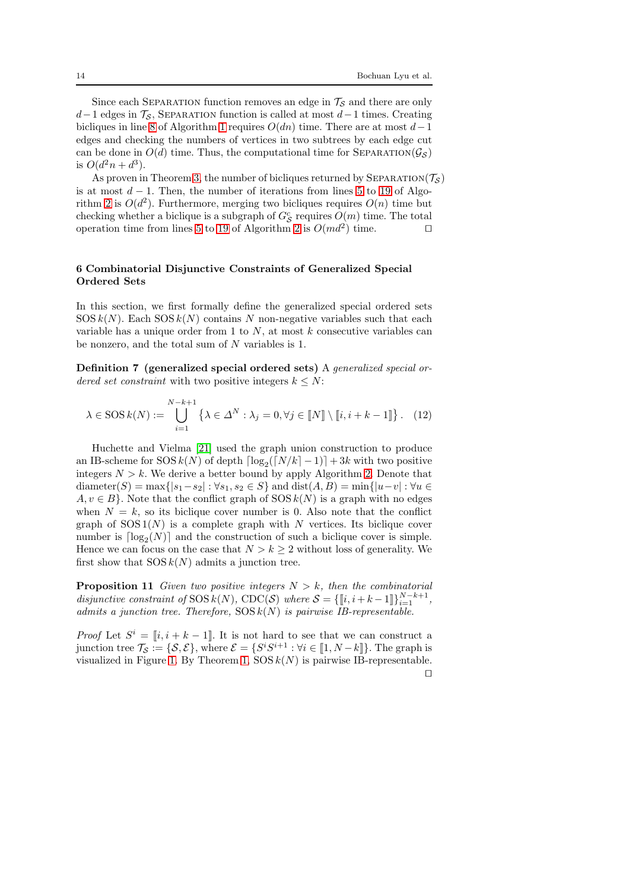Since each SEPARATION function removes an edge in $\mathcal{T}_\mathcal{S}$ and there are only $d-1$ edges in $\mathcal{T}_\mathcal{S}$, SEPARATION function is called at most $d-1$ times. Creating bicliques in line 8 of Algorithm 1 requires $O(dn)$ time. There are at most $d-1$ edges and checking the numbers of vertices in two subtrees by each edge cut can be done in $O(d)$ time. Thus, the computational time for SEPARATION($\mathcal{G}_\mathcal{S}$) is $O(d^2n + d^3)$.

As proven in Theorem 3, the number of bicliques returned by SEPARATION($\mathcal{T}_\mathcal{S}$) is at most $d-1$. Then, the number of iterations from lines 5 to 19 of Algorithm 2 is $O(d^2)$. Furthermore, merging two bicliques requires $O(n)$ time but checking whether a biclique is a subgraph of $G^c_\mathcal{S}$ requires $O(m)$ time. The total operation time from lines 5 to 19 of Algorithm 2 is $O(md^2)$ time. □

## 6 Combinatorial Disjunctive Constraints of Generalized Special Ordered Sets

In this section, we first formally define the generalized special ordered sets $\mathrm{SOS}\,k(N)$. Each $\mathrm{SOS}\,k(N)$ contains $N$ non-negative variables such that each variable has a unique order from 1 to $N$, at most $k$ consecutive variables can be nonzero, and the total sum of $N$ variables is 1.

**Definition 7 (generalized special ordered sets)** A *generalized special ordered set constraint* with two positive integers $k \leq N$:

$$\lambda \in \mathrm{SOS}\,k(N) := \bigcup_{i=1}^{N-k+1} \left\{ \lambda \in \Delta^N : \lambda_j = 0, \forall j \in [\![N]\!] \setminus [\![i, i+k-1]\!] \right\}. \quad (12)$$

Huchette and Vielma [21] used the graph union construction to produce an IB-scheme for $\mathrm{SOS}\,k(N)$ of depth $\lceil \log_2(\lceil N/k \rceil - 1) \rceil + 3k$ with two positive integers $N > k$. We derive a better bound by apply Algorithm 2. Denote that $\mathrm{diameter}(S) = \max\{|s_1 - s_2| : \forall s_1, s_2 \in S\}$ and $\mathrm{dist}(A, B) = \min\{|u - v| : \forall u \in A, v \in B\}$. Note that the conflict graph of $\mathrm{SOS}\,k(N)$ is a graph with no edges when $N = k$, so its biclique cover number is 0. Also note that the conflict graph of $\mathrm{SOS}\,1(N)$ is a complete graph with $N$ vertices. Its biclique cover number is $\lceil \log_2(N) \rceil$ and the construction of such a biclique cover is simple. Hence we can focus on the case that $N > k \geq 2$ without loss of generality. We first show that $\mathrm{SOS}\,k(N)$ admits a junction tree.

**Proposition 11** *Given two positive integers $N > k$, then the combinatorial disjunctive constraint of $\mathrm{SOS}\,k(N)$, $\mathrm{CDC}(\mathcal{S})$ where $\mathcal{S} = \{[\![i, i+k-1]\!]\}_{i=1}^{N-k+1}$, admits a junction tree. Therefore, $\mathrm{SOS}\,k(N)$ is pairwise IB-representable.*

*Proof* Let $S^i = [\![i, i+k-1]\!]$. It is not hard to see that we can construct a junction tree $\mathcal{T}_\mathcal{S} := \{\mathcal{S}, \mathcal{E}\}$, where $\mathcal{E} = \{S^i S^{i+1} : \forall i \in [\![1, N-k]\!]\}$. The graph is visualized in Figure 1. By Theorem 1, $\mathrm{SOS}\,k(N)$ is pairwise IB-representable. □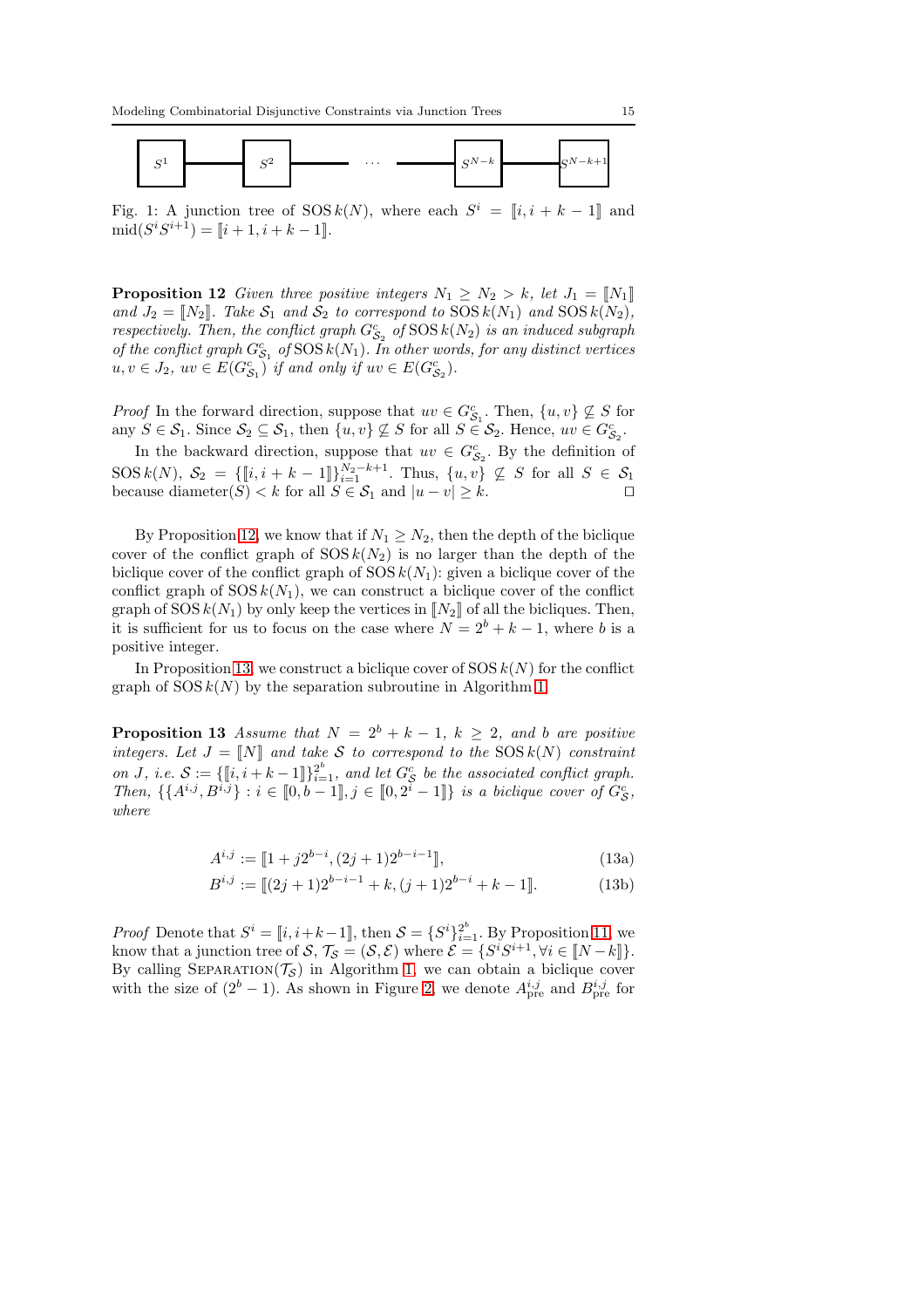$S^1$ — $S^2$ — $\cdots$ — $S^{N-k}$ — $S^{N-k+1}$

Fig. 1: A junction tree of $\mathrm{SOS}\,k(N)$, where each $S^i = [\![i, i+k-1]\!]$ and $\mathrm{mid}(S^i S^{i+1}) = [\![i+1, i+k-1]\!]$.

**Proposition 12** *Given three positive integers $N_1 \geq N_2 > k$, let $J_1 = [\![N_1]\!]$ and $J_2 = [\![N_2]\!]$. Take $\mathcal{S}_1$ and $\mathcal{S}_2$ to correspond to $\mathrm{SOS}\,k(N_1)$ and $\mathrm{SOS}\,k(N_2)$, respectively. Then, the conflict graph $G^c_{\mathcal{S}_2}$ of $\mathrm{SOS}\,k(N_2)$ is an induced subgraph of the conflict graph $G^c_{\mathcal{S}_1}$ of $\mathrm{SOS}\,k(N_1)$. In other words, for any distinct vertices $u, v \in J_2$, $uv \in E(G^c_{\mathcal{S}_1})$ if and only if $uv \in E(G^c_{\mathcal{S}_2})$.*

*Proof* In the forward direction, suppose that $uv \in G^c_{\mathcal{S}_1}$. Then, $\{u, v\} \not\subseteq S$ for any $S \in \mathcal{S}_1$. Since $\mathcal{S}_2 \subseteq \mathcal{S}_1$, then $\{u, v\} \not\subseteq S$ for all $S \in \mathcal{S}_2$. Hence, $uv \in G^c_{\mathcal{S}_2}$.

In the backward direction, suppose that $uv \in G^c_{\mathcal{S}_2}$. By the definition of $\mathrm{SOS}\,k(N)$, $\mathcal{S}_2 = \{[\![i, i+k-1]\!]\}_{i=1}^{N_2-k+1}$. Thus, $\{u, v\} \not\subseteq S$ for all $S \in \mathcal{S}_1$ because $\mathrm{diameter}(S) < k$ for all $S \in \mathcal{S}_1$ and $|u - v| \geq k$. $\square$

By Proposition 12, we know that if $N_1 \geq N_2$, then the depth of the biclique cover of the conflict graph of $\mathrm{SOS}\,k(N_2)$ is no larger than the depth of the biclique cover of the conflict graph of $\mathrm{SOS}\,k(N_1)$: given a biclique cover of the conflict graph of $\mathrm{SOS}\,k(N_1)$, we can construct a biclique cover of the conflict graph of $\mathrm{SOS}\,k(N_1)$ by only keep the vertices in $[\![N_2]\!]$ of all the bicliques. Then, it is sufficient for us to focus on the case where $N = 2^b + k - 1$, where $b$ is a positive integer.

In Proposition 13, we construct a biclique cover of $\mathrm{SOS}\,k(N)$ for the conflict graph of $\mathrm{SOS}\,k(N)$ by the separation subroutine in Algorithm 1.

**Proposition 13** *Assume that $N = 2^b + k - 1$, $k \geq 2$, and $b$ are positive integers. Let $J = [\![N]\!]$ and take $\mathcal{S}$ to correspond to the $\mathrm{SOS}\,k(N)$ constraint on $J$, i.e. $\mathcal{S} := \{[\![i, i+k-1]\!]\}_{i=1}^{2^b}$, and let $G^c_{\mathcal{S}}$ be the associated conflict graph. Then, $\{\{A^{i,j}, B^{i,j}\} : i \in [\![0, b-1]\!], j \in [\![0, 2^i - 1]\!]\}$ is a biclique cover of $G^c_{\mathcal{S}}$, where*

$$A^{i,j} := [\![1 + j2^{b-i}, (2j+1)2^{b-i-1}]\!], \tag{13a}$$

$$B^{i,j} := [\![(2j+1)2^{b-i-1} + k, (j+1)2^{b-i} + k - 1]\!]. \tag{13b}$$

*Proof* Denote that $S^i = [\![i, i+k-1]\!]$, then $\mathcal{S} = \{S^i\}_{i=1}^{2^b}$. By Proposition 11, we know that a junction tree of $\mathcal{S}$, $\mathcal{T}_{\mathcal{S}} = (\mathcal{S}, \mathcal{E})$ where $\mathcal{E} = \{S^i S^{i+1}, \forall i \in [\![N-k]\!]\}$. By calling $\textsc{Separation}(\mathcal{T}_{\mathcal{S}})$ in Algorithm 1, we can obtain a biclique cover with the size of $(2^b - 1)$. As shown in Figure 2, we denote $A^{i,j}_{\mathrm{pre}}$ and $B^{i,j}_{\mathrm{pre}}$ for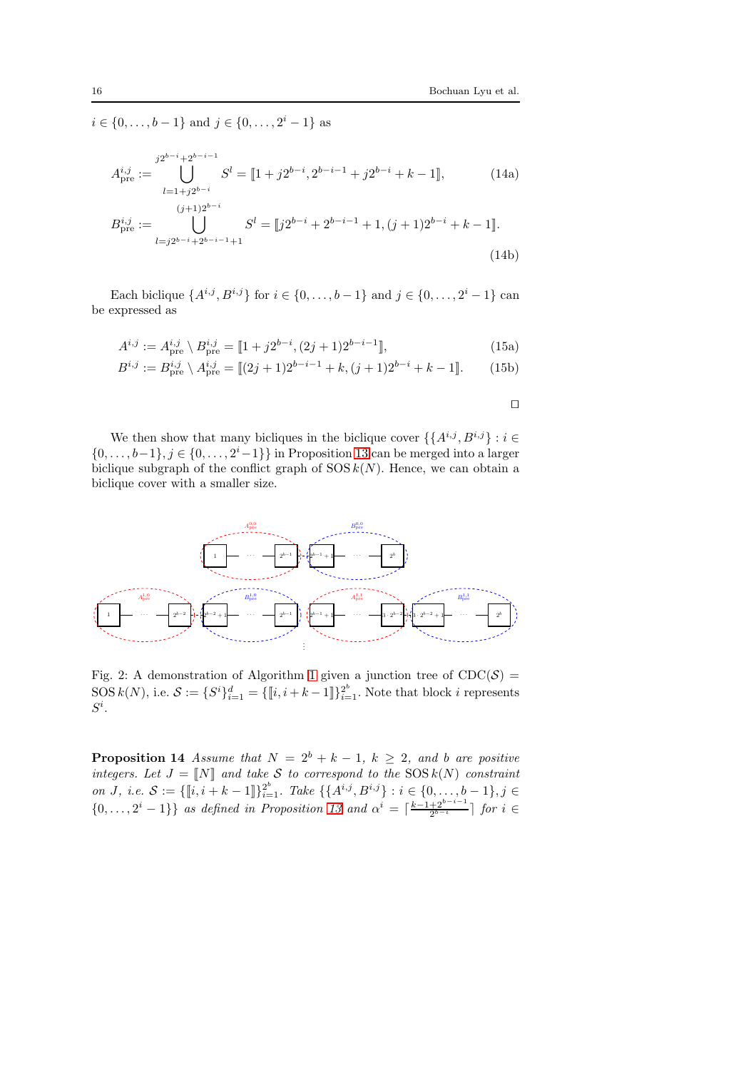$i \in \{0, \dots, b-1\}$ and $j \in \{0, \dots, 2^i - 1\}$ as

$$A_{\text{pre}}^{i,j} := \bigcup_{l=1+j2^{b-i}}^{j2^{b-i}+2^{b-i-1}} S^l = [\![1 + j2^{b-i}, 2^{b-i-1} + j2^{b-i} + k - 1]\!], \tag{14a}$$

$$B_{\text{pre}}^{i,j} := \bigcup_{l=j2^{b-i}+2^{b-i-1}+1}^{(j+1)2^{b-i}} S^l = [\![j2^{b-i} + 2^{b-i-1} + 1, (j+1)2^{b-i} + k - 1]\!]. \tag{14b}$$

Each biclique $\{A^{i,j}, B^{i,j}\}$ for $i \in \{0, \dots, b-1\}$ and $j \in \{0, \dots, 2^i - 1\}$ can be expressed as

$$A^{i,j} := A_{\text{pre}}^{i,j} \setminus B_{\text{pre}}^{i,j} = [\![1 + j2^{b-i}, (2j+1)2^{b-i-1}]\!], \tag{15a}$$

$$B^{i,j} := B_{\text{pre}}^{i,j} \setminus A_{\text{pre}}^{i,j} = [\![(2j+1)2^{b-i-1} + k, (j+1)2^{b-i} + k - 1]\!]. \tag{15b}$$

□

We then show that many bicliques in the biclique cover $\{\{A^{i,j}, B^{i,j}\} : i \in \{0, \dots, b-1\}, j \in \{0, \dots, 2^i - 1\}\}$ in Proposition 13 can be merged into a larger biclique subgraph of the conflict graph of SOS $k(N)$. Hence, we can obtain a biclique cover with a smaller size.

Fig. 2: A demonstration of Algorithm 1 given a junction tree of $\text{CDC}(\mathcal{S}) = \text{SOS}\, k(N)$, i.e. $\mathcal{S} := \{S^i\}_{i=1}^d = \{[\![i, i+k-1]\!]\}_{i=1}^{2^b}$. Note that block $i$ represents $S^i$.

**Proposition 14** *Assume that $N = 2^b + k - 1$, $k \geq 2$, and $b$ are positive integers. Let $J = [\![N]\!]$ and take $\mathcal{S}$ to correspond to the SOS $k(N)$ constraint on $J$, i.e. $\mathcal{S} := \{[\![i, i+k-1]\!]\}_{i=1}^{2^b}$. Take $\{\{A^{i,j}, B^{i,j}\} : i \in \{0, \dots, b-1\}, j \in \{0, \dots, 2^i - 1\}\}$ as defined in Proposition 13 and $\alpha^i = \lceil \frac{k-1+2^{b-i-1}}{2^{b-i}} \rceil$ for $i \in$*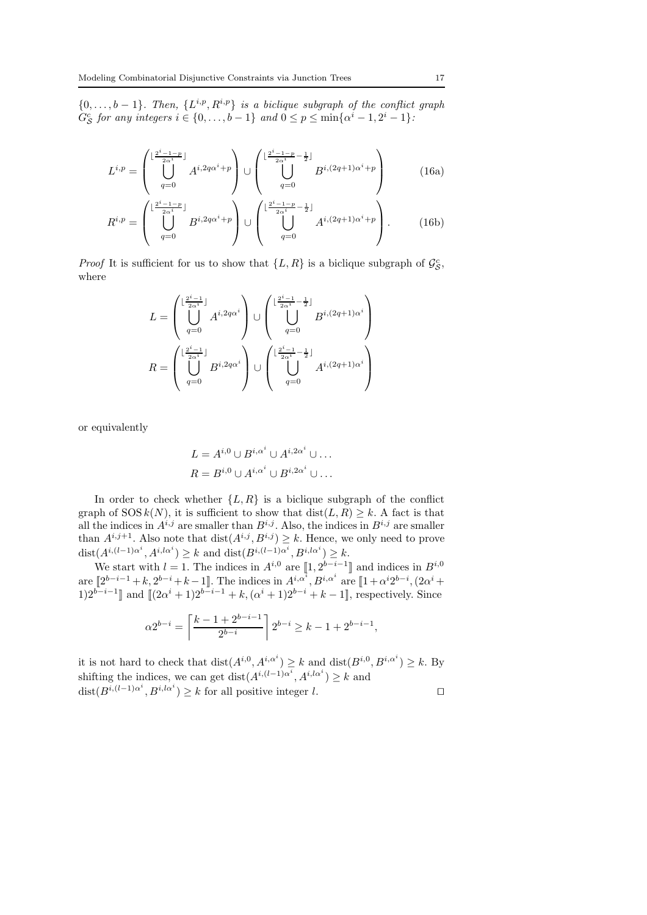$\{0, \ldots, b-1\}$. *Then, $\{L^{i,p}, R^{i,p}\}$ is a biclique subgraph of the conflict graph $G^c_{\mathcal{S}}$ for any integers $i \in \{0, \ldots, b-1\}$ and $0 \le p \le \min\{\alpha^i - 1, 2^i - 1\}$:*

$$L^{i,p} = \left( \bigcup_{q=0}^{\lfloor \frac{2^i - 1 - p}{2\alpha^i} \rfloor} A^{i, 2q\alpha^i + p} \right) \cup \left( \bigcup_{q=0}^{\lfloor \frac{2^i - 1 - p}{2\alpha^i} - \frac{1}{2} \rfloor} B^{i, (2q+1)\alpha^i + p} \right) \tag{16a}$$

$$R^{i,p} = \left( \bigcup_{q=0}^{\lfloor \frac{2^i - 1 - p}{2\alpha^i} \rfloor} B^{i, 2q\alpha^i + p} \right) \cup \left( \bigcup_{q=0}^{\lfloor \frac{2^i - 1 - p}{2\alpha^i} - \frac{1}{2} \rfloor} A^{i, (2q+1)\alpha^i + p} \right). \tag{16b}$$

*Proof* It is sufficient for us to show that $\{L, R\}$ is a biclique subgraph of $\mathcal{G}^c_{\mathcal{S}}$, where

$$L = \left( \bigcup_{q=0}^{\lfloor \frac{2^i - 1}{2\alpha^i} \rfloor} A^{i, 2q\alpha^i} \right) \cup \left( \bigcup_{q=0}^{\lfloor \frac{2^i - 1}{2\alpha^i} - \frac{1}{2} \rfloor} B^{i, (2q+1)\alpha^i} \right)$$

$$R = \left( \bigcup_{q=0}^{\lfloor \frac{2^i - 1}{2\alpha^i} \rfloor} B^{i, 2q\alpha^i} \right) \cup \left( \bigcup_{q=0}^{\lfloor \frac{2^i - 1}{2\alpha^i} - \frac{1}{2} \rfloor} A^{i, (2q+1)\alpha^i} \right)$$

or equivalently

$$L = A^{i,0} \cup B^{i,\alpha^i} \cup A^{i,2\alpha^i} \cup \ldots$$
$$R = B^{i,0} \cup A^{i,\alpha^i} \cup B^{i,2\alpha^i} \cup \ldots$$

In order to check whether $\{L, R\}$ is a biclique subgraph of the conflict graph of $\text{SOS}\,k(N)$, it is sufficient to show that $\text{dist}(L, R) \ge k$. A fact is that all the indices in $A^{i,j}$ are smaller than $B^{i,j}$. Also, the indices in $B^{i,j}$ are smaller than $A^{i,j+1}$. Also note that $\text{dist}(A^{i,j}, B^{i,j}) \ge k$. Hence, we only need to prove $\text{dist}(A^{i,(l-1)\alpha^i}, A^{i,l\alpha^i}) \ge k$ and $\text{dist}(B^{i,(l-1)\alpha^i}, B^{i,l\alpha^i}) \ge k$.

We start with $l = 1$. The indices in $A^{i,0}$ are $[\![1, 2^{b-i-1}]\!]$ and indices in $B^{i,0}$ are $[\![2^{b-i-1} + k, 2^{b-i} + k - 1]\!]$. The indices in $A^{i,\alpha^i}, B^{i,\alpha^i}$ are $[\![1 + \alpha^i 2^{b-i}, (2\alpha^i + 1)2^{b-i-1}]\!]$ and $[\![(2\alpha^i + 1)2^{b-i-1} + k, (\alpha^i + 1)2^{b-i} + k - 1]\!]$, respectively. Since

$$\alpha 2^{b-i} = \left\lceil \frac{k - 1 + 2^{b-i-1}}{2^{b-i}} \right\rceil 2^{b-i} \ge k - 1 + 2^{b-i-1},$$

it is not hard to check that $\text{dist}(A^{i,0}, A^{i,\alpha^i}) \ge k$ and $\text{dist}(B^{i,0}, B^{i,\alpha^i}) \ge k$. By shifting the indices, we can get $\text{dist}(A^{i,(l-1)\alpha^i}, A^{i,l\alpha^i}) \ge k$ and $\text{dist}(B^{i,(l-1)\alpha^i}, B^{i,l\alpha^i}) \ge k$ for all positive integer $l$. $\square$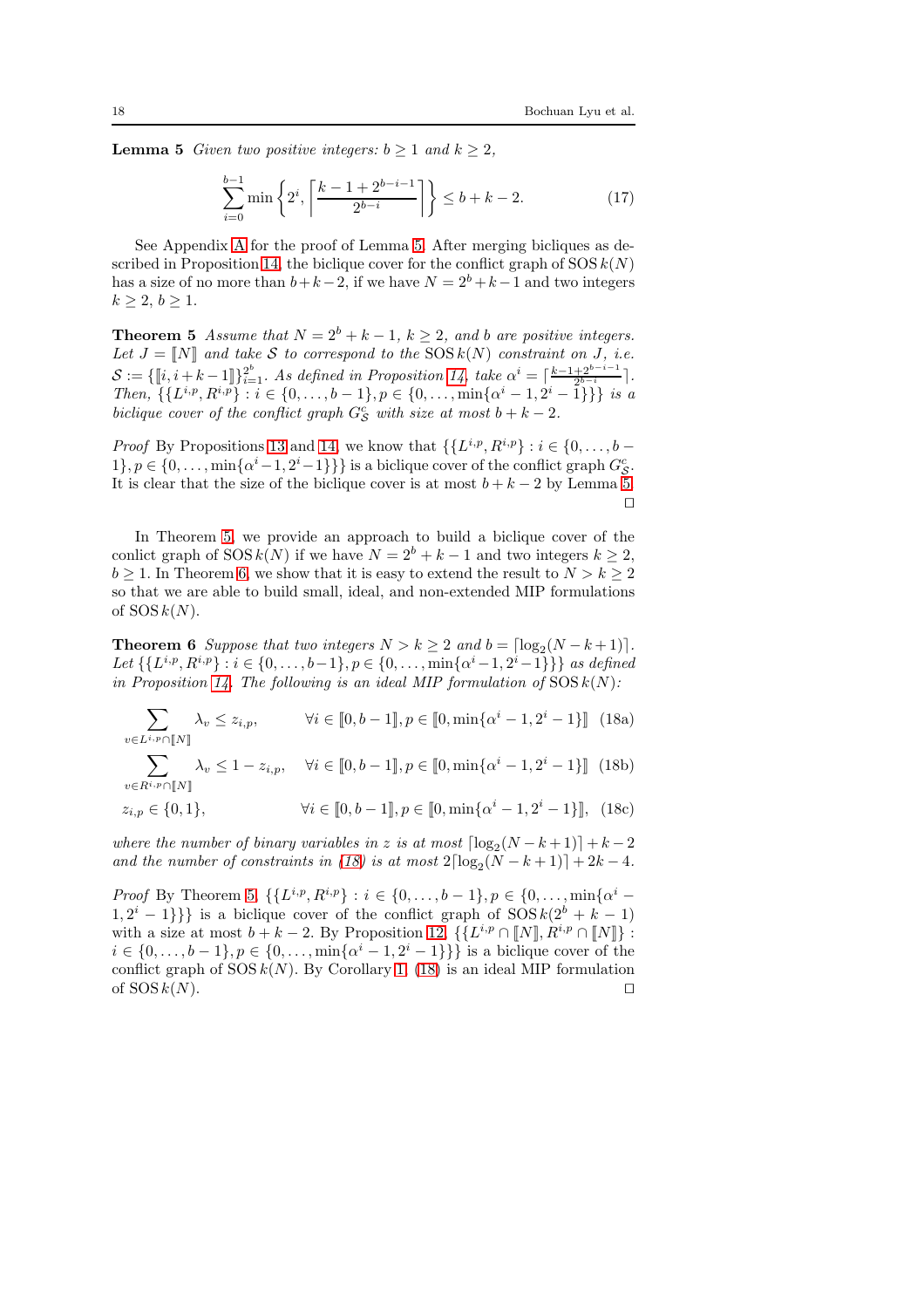**Lemma 5** *Given two positive integers: $b \geq 1$ and $k \geq 2$,*

$$\sum_{i=0}^{b-1} \min\left\{2^i, \left\lceil \frac{k-1+2^{b-i-1}}{2^{b-i}} \right\rceil \right\} \leq b+k-2. \tag{17}$$

See Appendix A for the proof of Lemma 5. After merging bicliques as described in Proposition 14, the biclique cover for the conflict graph of $\text{SOS}\,k(N)$ has a size of no more than $b+k-2$, if we have $N = 2^b+k-1$ and two integers $k \geq 2$, $b \geq 1$.

**Theorem 5** *Assume that $N = 2^b + k - 1$, $k \geq 2$, and $b$ are positive integers. Let $J = [\![N]\!]$ and take $\mathcal{S}$ to correspond to the $\text{SOS}\,k(N)$ constraint on $J$, i.e. $\mathcal{S} := \{[\![i, i+k-1]\!]\}_{i=1}^{2^b}$. As defined in Proposition 14, take $\alpha^i = \lceil \frac{k-1+2^{b-i-1}}{2^{b-i}} \rceil$. Then, $\{\{L^{i,p}, R^{i,p}\} : i \in \{0,\dots,b-1\}, p \in \{0,\dots,\min\{\alpha^i-1, 2^i-1\}\}\}$ is a biclique cover of the conflict graph $G^c_{\mathcal{S}}$ with size at most $b+k-2$.*

*Proof* By Propositions 13 and 14, we know that $\{\{L^{i,p}, R^{i,p}\} : i \in \{0,\dots,b-1\}, p \in \{0,\dots,\min\{\alpha^i-1, 2^i-1\}\}\}$ is a biclique cover of the conflict graph $G^c_{\mathcal{S}}$. It is clear that the size of the biclique cover is at most $b+k-2$ by Lemma 5. ◻

In Theorem 5, we provide an approach to build a biclique cover of the conlict graph of $\text{SOS}\,k(N)$ if we have $N = 2^b + k - 1$ and two integers $k \geq 2$, $b \geq 1$. In Theorem 6, we show that it is easy to extend the result to $N > k \geq 2$ so that we are able to build small, ideal, and non-extended MIP formulations of $\text{SOS}\,k(N)$.

**Theorem 6** *Suppose that two integers $N > k \geq 2$ and $b = \lceil \log_2(N-k+1) \rceil$. Let $\{\{L^{i,p}, R^{i,p}\} : i \in \{0,\dots,b-1\}, p \in \{0,\dots,\min\{\alpha^i-1, 2^i-1\}\}\}$ as defined in Proposition 14. The following is an ideal MIP formulation of $\text{SOS}\,k(N)$:*

$$\sum_{v \in L^{i,p} \cap [\![N]\!]} \lambda_v \leq z_{i,p}, \qquad \forall i \in [\![0, b-1]\!], p \in [\![0, \min\{\alpha^i-1, 2^i-1\}]\!] \tag{18a}$$

$$\sum_{v \in R^{i,p} \cap [\![N]\!]} \lambda_v \leq 1 - z_{i,p}, \qquad \forall i \in [\![0, b-1]\!], p \in [\![0, \min\{\alpha^i-1, 2^i-1\}]\!] \tag{18b}$$

$$z_{i,p} \in \{0,1\}, \qquad \forall i \in [\![0, b-1]\!], p \in [\![0, \min\{\alpha^i-1, 2^i-1\}]\!], \tag{18c}$$

*where the number of binary variables in $z$ is at most $\lceil \log_2(N-k+1) \rceil + k - 2$ and the number of constraints in (18) is at most $2\lceil \log_2(N-k+1) \rceil + 2k - 4$.*

*Proof* By Theorem 5, $\{\{L^{i,p}, R^{i,p}\} : i \in \{0,\dots,b-1\}, p \in \{0,\dots,\min\{\alpha^i - 1, 2^i-1\}\}\}$ is a biclique cover of the conflict graph of $\text{SOS}\,k(2^b+k-1)$ with a size at most $b+k-2$. By Proposition 12, $\{\{L^{i,p} \cap [\![N]\!], R^{i,p} \cap [\![N]\!]\} : i \in \{0,\dots,b-1\}, p \in \{0,\dots,\min\{\alpha^i-1, 2^i-1\}\}\}$ is a biclique cover of the conflict graph of $\text{SOS}\,k(N)$. By Corollary 1, (18) is an ideal MIP formulation of $\text{SOS}\,k(N)$. ◻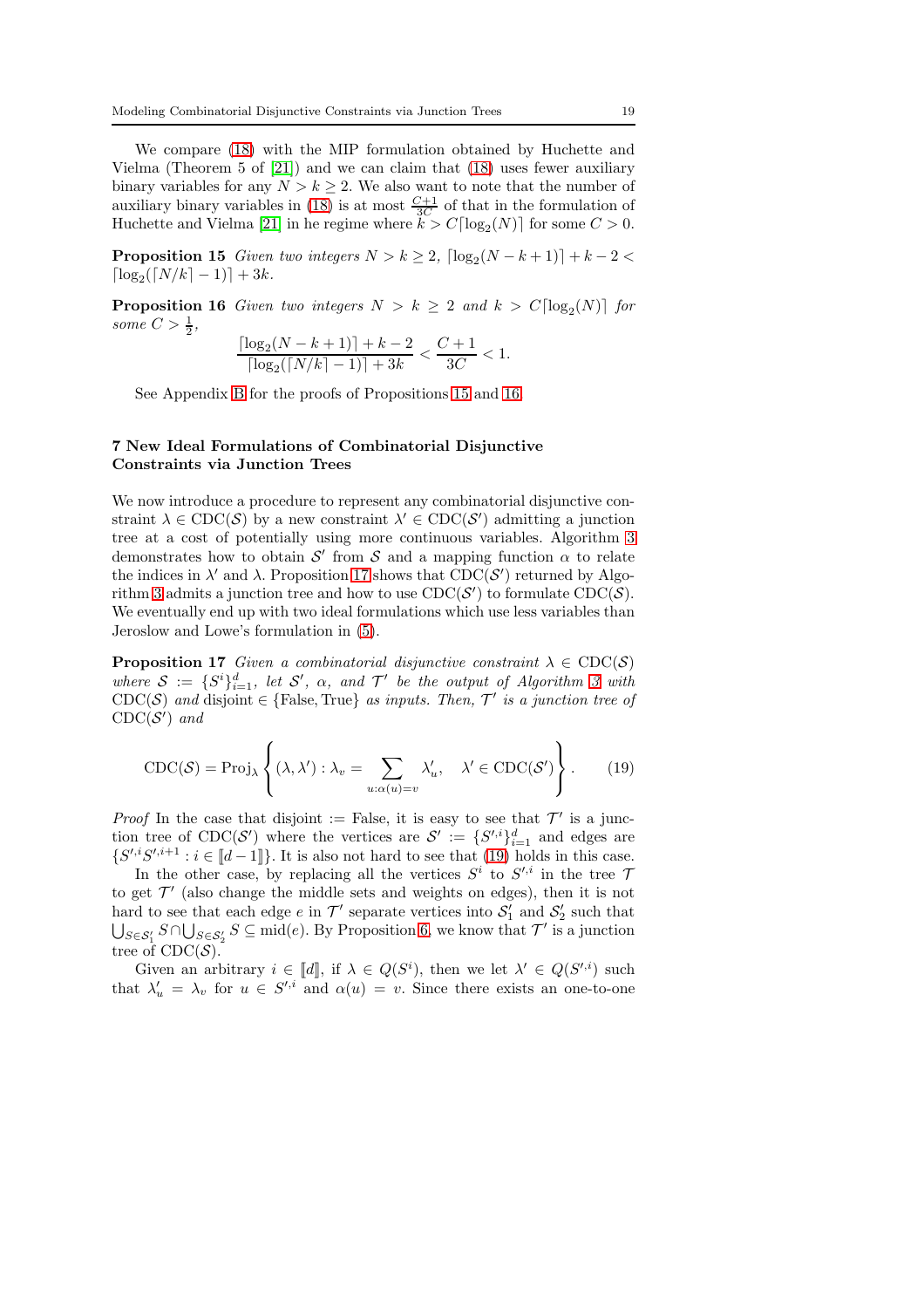We compare (18) with the MIP formulation obtained by Huchette and Vielma (Theorem 5 of [21]) and we can claim that (18) uses fewer auxiliary binary variables for any $N > k \geq 2$. We also want to note that the number of auxiliary binary variables in (18) is at most $\frac{C+1}{3C}$ of that in the formulation of Huchette and Vielma [21] in he regime where $k > C\lceil \log_2(N) \rceil$ for some $C > 0$.

**Proposition 15** *Given two integers $N > k \geq 2$, $\lceil \log_2(N-k+1) \rceil + k - 2 < \lceil \log_2(\lceil N/k \rceil - 1) \rceil + 3k$.*

**Proposition 16** *Given two integers $N > k \geq 2$ and $k > C\lceil \log_2(N) \rceil$ for some $C > \frac{1}{2}$,*

$$\frac{\lceil \log_2(N-k+1) \rceil + k - 2}{\lceil \log_2(\lceil N/k \rceil - 1) \rceil + 3k} < \frac{C+1}{3C} < 1.$$

See Appendix B for the proofs of Propositions 15 and 16.

## 7 New Ideal Formulations of Combinatorial Disjunctive Constraints via Junction Trees

We now introduce a procedure to represent any combinatorial disjunctive constraint $\lambda \in \text{CDC}(\mathcal{S})$ by a new constraint $\lambda' \in \text{CDC}(\mathcal{S}')$ admitting a junction tree at a cost of potentially using more continuous variables. Algorithm 3 demonstrates how to obtain $\mathcal{S}'$ from $\mathcal{S}$ and a mapping function $\alpha$ to relate the indices in $\lambda'$ and $\lambda$. Proposition 17 shows that $\text{CDC}(\mathcal{S}')$ returned by Algorithm 3 admits a junction tree and how to use $\text{CDC}(\mathcal{S}')$ to formulate $\text{CDC}(\mathcal{S})$. We eventually end up with two ideal formulations which use less variables than Jeroslow and Lowe's formulation in (5).

**Proposition 17** *Given a combinatorial disjunctive constraint $\lambda \in \text{CDC}(\mathcal{S})$ where $\mathcal{S} := \{S^i\}_{i=1}^d$, let $\mathcal{S}'$, $\alpha$, and $\mathcal{T}'$ be the output of Algorithm 3 with $\text{CDC}(\mathcal{S})$ and disjoint $\in \{\text{False}, \text{True}\}$ as inputs. Then, $\mathcal{T}'$ is a junction tree of $\text{CDC}(\mathcal{S}')$ and*

$$\text{CDC}(\mathcal{S}) = \text{Proj}_{\lambda} \left\{ (\lambda, \lambda') : \lambda_v = \sum_{u:\alpha(u)=v} \lambda'_u, \quad \lambda' \in \text{CDC}(\mathcal{S}') \right\}. \tag{19}$$

*Proof* In the case that disjoint := False, it is easy to see that $\mathcal{T}'$ is a junction tree of $\text{CDC}(\mathcal{S}')$ where the vertices are $\mathcal{S}' := \{S'^{,i}\}_{i=1}^d$ and edges are $\{S'^{,i}S'^{,i+1} : i \in [\![d-1]\!]\}$. It is also not hard to see that (19) holds in this case.

In the other case, by replacing all the vertices $S^i$ to $S'^{,i}$ in the tree $\mathcal{T}$ to get $\mathcal{T}'$ (also change the middle sets and weights on edges), then it is not hard to see that each edge $e$ in $\mathcal{T}'$ separate vertices into $\mathcal{S}'_1$ and $\mathcal{S}'_2$ such that $\bigcup_{S \in \mathcal{S}'_1} S \cap \bigcup_{S \in \mathcal{S}'_2} S \subseteq \text{mid}(e)$. By Proposition 6, we know that $\mathcal{T}'$ is a junction tree of $\text{CDC}(\mathcal{S})$.

Given an arbitrary $i \in [\![d]\!]$, if $\lambda \in Q(S^i)$, then we let $\lambda' \in Q(S'^{,i})$ such that $\lambda'_u = \lambda_v$ for $u \in S'^{,i}$ and $\alpha(u) = v$. Since there exists an one-to-one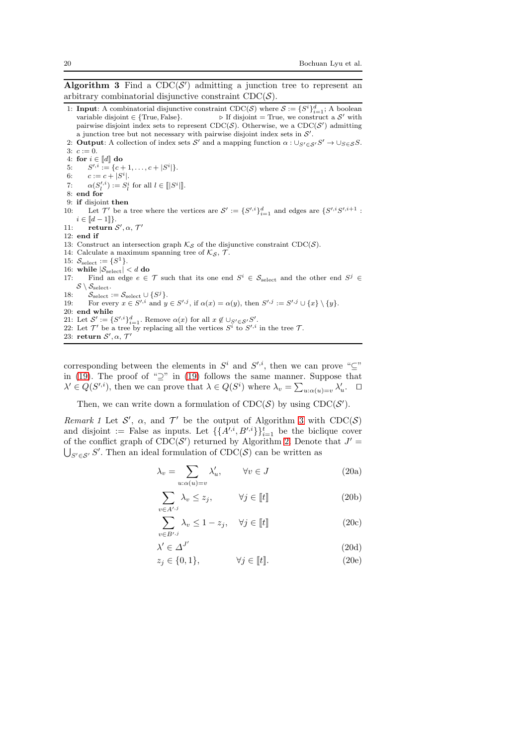**Algorithm 3** Find a $\text{CDC}(\mathcal{S}')$ admitting a junction tree to represent an arbitrary combinatorial disjunctive constraint $\text{CDC}(\mathcal{S})$.

1: **Input**: A combinatorial disjunctive constraint $\text{CDC}(\mathcal{S})$ where $\mathcal{S} := \{S^i\}_{i=1}^d$; A boolean variable disjoint $\in \{\text{True}, \text{False}\}$. $\triangleright$ If disjoint = True, we construct a $\mathcal{S}'$ with pairwise disjoint index sets to represent $\text{CDC}(\mathcal{S})$. Otherwise, we a $\text{CDC}(\mathcal{S}')$ admitting a junction tree but not necessary with pairwise disjoint index sets in $\mathcal{S}'$.
2: **Output**: A collection of index sets $\mathcal{S}'$ and a mapping function $\alpha : \cup_{S' \in \mathcal{S}'} S' \to \cup_{S \in \mathcal{S}} S$.
3: $c := 0$.
4: **for** $i \in [\![d]\!]$ **do**
5: $\quad S'^{,i} := \{c+1, \ldots, c+|S^i|\}$.
6: $\quad c := c + |S^i|$.
7: $\quad \alpha(S'^{,i}_l) := S^i_l$ for all $l \in [\![|S^i|]\!]$.
8: **end for**
9: **if** disjoint **then**
10: $\quad$ Let $\mathcal{T}'$ be a tree where the vertices are $\mathcal{S}' := \{S'^{,i}\}_{i=1}^d$ and edges are $\{S'^{,i}S'^{,i+1} : i \in [\![d-1]\!]\}$.
11: $\quad$ **return** $\mathcal{S}', \alpha, \mathcal{T}'$
12: **end if**
13: Construct an intersection graph $\mathcal{K}_\mathcal{S}$ of the disjunctive constraint $\text{CDC}(\mathcal{S})$.
14: Calculate a maximum spanning tree of $\mathcal{K}_\mathcal{S}$, $\mathcal{T}$.
15: $\mathcal{S}_{\text{select}} := \{S^1\}$.
16: **while** $|\mathcal{S}_{\text{select}}| < d$ **do**
17: $\quad$ Find an edge $e \in \mathcal{T}$ such that its one end $S^i \in \mathcal{S}_{\text{select}}$ and the other end $S^j \in \mathcal{S} \setminus \mathcal{S}_{\text{select}}$.
18: $\quad \mathcal{S}_{\text{select}} := \mathcal{S}_{\text{select}} \cup \{S^j\}$.
19: $\quad$ For every $x \in S'^{,i}$ and $y \in S'^{,j}$, if $\alpha(x) = \alpha(y)$, then $S'^{,j} := S'^{,j} \cup \{x\} \setminus \{y\}$.
20: **end while**
21: Let $\mathcal{S}' := \{S'^{,i}\}_{i=1}^d$. Remove $\alpha(x)$ for all $x \notin \cup_{S' \in \mathcal{S}'} S'$.
22: Let $\mathcal{T}'$ be a tree by replacing all the vertices $S^i$ to $S'^{,i}$ in the tree $\mathcal{T}$.
23: **return** $\mathcal{S}', \alpha, \mathcal{T}'$

corresponding between the elements in $S^i$ and $S'^{,i}$, then we can prove "$\subseteq$" in (19). The proof of "$\supseteq$" in (19) follows the same manner. Suppose that $\lambda' \in Q(S'^{,i})$, then we can prove that $\lambda \in Q(S^i)$ where $\lambda_v = \sum_{u:\alpha(u)=v} \lambda'_u$. $\square$

Then, we can write down a formulation of $\text{CDC}(\mathcal{S})$ by using $\text{CDC}(\mathcal{S}')$.

*Remark 1* Let $\mathcal{S}'$, $\alpha$, and $\mathcal{T}'$ be the output of Algorithm 3 with $\text{CDC}(\mathcal{S})$ and disjoint := False as inputs. Let $\{\{A'^{,i}, B'^{,i}\}\}_{i=1}^t$ be the biclique cover of the conflict graph of $\text{CDC}(\mathcal{S}')$ returned by Algorithm 2. Denote that $J' = \bigcup_{S' \in \mathcal{S}'} S'$. Then an ideal formulation of $\text{CDC}(\mathcal{S})$ can be written as

$$\lambda_v = \sum_{u:\alpha(u)=v} \lambda'_u, \qquad \forall v \in J \tag{20a}$$

$$\sum_{v \in A'^{,j}} \lambda_v \leq z_j, \qquad \forall j \in [\![t]\!] \tag{20b}$$

$$\sum_{v \in B'^{,j}} \lambda_v \leq 1 - z_j, \quad \forall j \in [\![t]\!] \tag{20c}$$

$$\lambda' \in \Delta^{J'} \tag{20d}$$

$$z_j \in \{0, 1\}, \qquad \forall j \in [\![t]\!]. \tag{20e}$$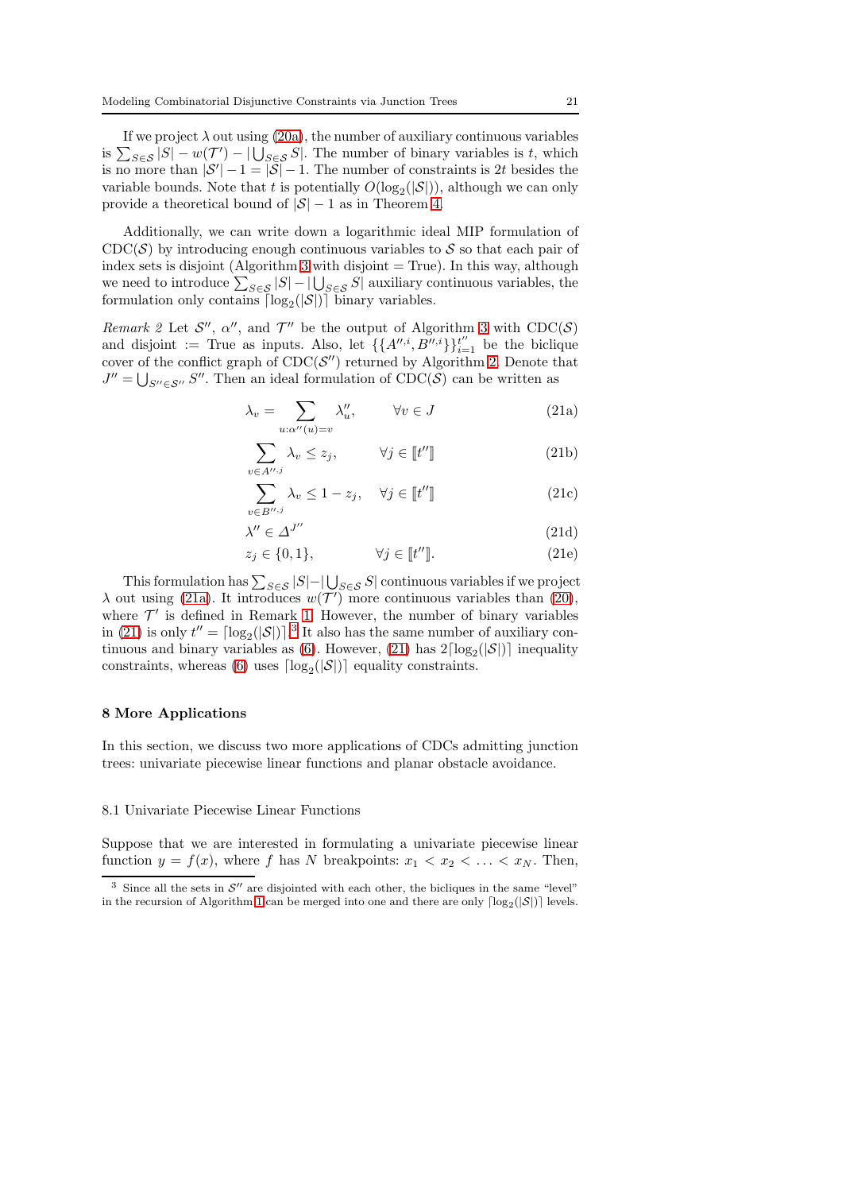If we project $\lambda$ out using (20a), the number of auxiliary continuous variables is $\sum_{S\in\mathcal{S}} |S| - w(\mathcal{T}') - |\bigcup_{S\in\mathcal{S}} S|$. The number of binary variables is $t$, which is no more than $|\mathcal{S}'| - 1 = |\mathcal{S}| - 1$. The number of constraints is $2t$ besides the variable bounds. Note that $t$ is potentially $O(\log_2(|\mathcal{S}|))$, although we can only provide a theoretical bound of $|\mathcal{S}| - 1$ as in Theorem 4.

Additionally, we can write down a logarithmic ideal MIP formulation of $\text{CDC}(\mathcal{S})$ by introducing enough continuous variables to $\mathcal{S}$ so that each pair of index sets is disjoint (Algorithm 3 with disjoint = True). In this way, although we need to introduce $\sum_{S\in\mathcal{S}} |S| - |\bigcup_{S\in\mathcal{S}} S|$ auxiliary continuous variables, the formulation only contains $\lceil \log_2(|\mathcal{S}|) \rceil$ binary variables.

*Remark 2* Let $\mathcal{S}''$, $\alpha''$, and $\mathcal{T}''$ be the output of Algorithm 3 with $\text{CDC}(\mathcal{S})$ and disjoint := True as inputs. Also, let $\{\{A''^{,i}, B''^{,i}\}\}_{i=1}^{t''}$ be the biclique cover of the conflict graph of $\text{CDC}(\mathcal{S}'')$ returned by Algorithm 2. Denote that $J'' = \bigcup_{S''\in\mathcal{S}''} S''$. Then an ideal formulation of $\text{CDC}(\mathcal{S})$ can be written as

$$\lambda_v = \sum_{u:\alpha''(u)=v} \lambda''_u, \qquad \forall v \in J \tag{21a}$$

$$\sum_{v\in A''^{,j}} \lambda_v \le z_j, \qquad \forall j \in [\![t'']\!] \tag{21b}$$

$$\sum_{v\in B''^{,j}} \lambda_v \le 1 - z_j, \quad \forall j \in [\![t'']\!] \tag{21c}$$

$$\lambda'' \in \Delta^{J''} \tag{21d}$$

$$z_j \in \{0,1\}, \qquad \forall j \in [\![t'']\!]. \tag{21e}$$

This formulation has $\sum_{S\in\mathcal{S}} |S| - |\bigcup_{S\in\mathcal{S}} S|$ continuous variables if we project $\lambda$ out using (21a). It introduces $w(\mathcal{T}')$ more continuous variables than (20), where $\mathcal{T}'$ is defined in Remark 1. However, the number of binary variables in (21) is only $t'' = \lceil \log_2(|\mathcal{S}|) \rceil$.[3] It also has the same number of auxiliary continuous and binary variables as (6). However, (21) has $2\lceil \log_2(|\mathcal{S}|) \rceil$ inequality constraints, whereas (6) uses $\lceil \log_2(|\mathcal{S}|) \rceil$ equality constraints.

## 8 More Applications

In this section, we discuss two more applications of CDCs admitting junction trees: univariate piecewise linear functions and planar obstacle avoidance.

### 8.1 Univariate Piecewise Linear Functions

Suppose that we are interested in formulating a univariate piecewise linear function $y = f(x)$, where $f$ has $N$ breakpoints: $x_1 < x_2 < \ldots < x_N$. Then,

[3] Since all the sets in $\mathcal{S}''$ are disjointed with each other, the bicliques in the same "level" in the recursion of Algorithm 1 can be merged into one and there are only $\lceil \log_2(|\mathcal{S}|) \rceil$ levels.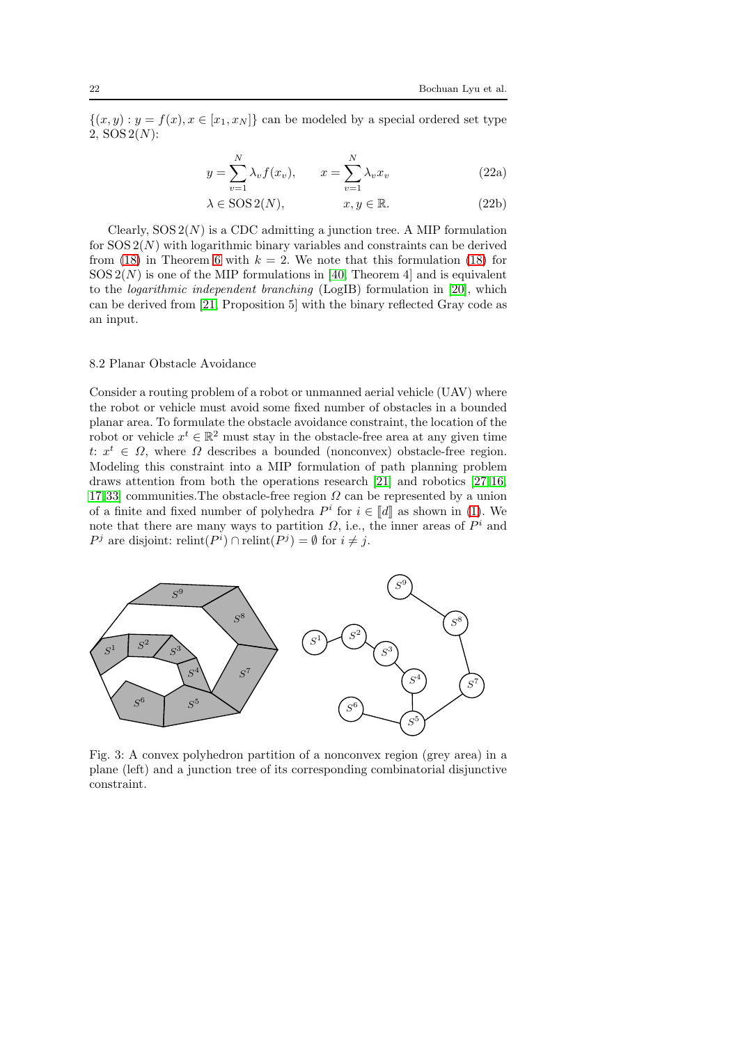$\{(x, y) : y = f(x), x \in [x_1, x_N]\}$ can be modeled by a special ordered set type 2, $\text{SOS}\,2(N)$:

$$y = \sum_{v=1}^{N} \lambda_v f(x_v), \qquad x = \sum_{v=1}^{N} \lambda_v x_v \tag{22a}$$

$$\lambda \in \text{SOS}\,2(N), \qquad x, y \in \mathbb{R}. \tag{22b}$$

Clearly, $\text{SOS}\,2(N)$ is a CDC admitting a junction tree. A MIP formulation for $\text{SOS}\,2(N)$ with logarithmic binary variables and constraints can be derived from (18) in Theorem 6 with $k = 2$. We note that this formulation (18) for $\text{SOS}\,2(N)$ is one of the MIP formulations in [40, Theorem 4] and is equivalent to the *logarithmic independent branching* (LogIB) formulation in [20], which can be derived from [21, Proposition 5] with the binary reflected Gray code as an input.

### 8.2 Planar Obstacle Avoidance

Consider a routing problem of a robot or unmanned aerial vehicle (UAV) where the robot or vehicle must avoid some fixed number of obstacles in a bounded planar area. To formulate the obstacle avoidance constraint, the location of the robot or vehicle $x^t \in \mathbb{R}^2$ must stay in the obstacle-free area at any given time $t$: $x^t \in \Omega$, where $\Omega$ describes a bounded (nonconvex) obstacle-free region. Modeling this constraint into a MIP formulation of path planning problem draws attention from both the operations research [21] and robotics [27,16, 17,33] communities.The obstacle-free region $\Omega$ can be represented by a union of a finite and fixed number of polyhedra $P^i$ for $i \in [\![d]\!]$ as shown in (1). We note that there are many ways to partition $\Omega$, i.e., the inner areas of $P^i$ and $P^j$ are disjoint: $\text{relint}(P^i) \cap \text{relint}(P^j) = \emptyset$ for $i \neq j$.

Fig. 3: A convex polyhedron partition of a nonconvex region (grey area) in a plane (left) and a junction tree of its corresponding combinatorial disjunctive constraint.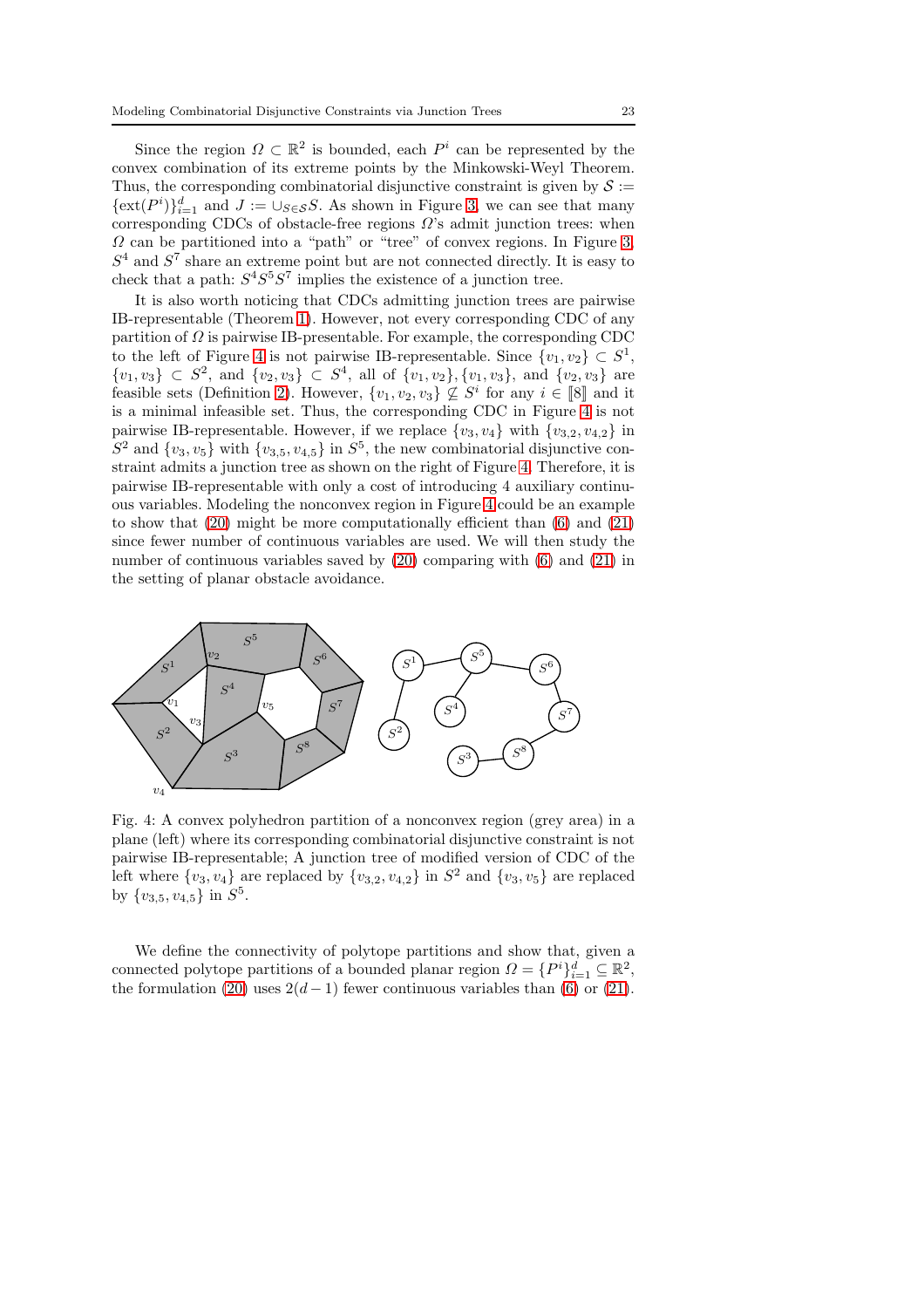Since the region $\Omega \subset \mathbb{R}^2$ is bounded, each $P^i$ can be represented by the convex combination of its extreme points by the Minkowski-Weyl Theorem. Thus, the corresponding combinatorial disjunctive constraint is given by $\mathcal{S} := \{\text{ext}(P^i)\}_{i=1}^d$ and $J := \cup_{S \in \mathcal{S}} S$. As shown in Figure 3, we can see that many corresponding CDCs of obstacle-free regions $\Omega$'s admit junction trees: when $\Omega$ can be partitioned into a "path" or "tree" of convex regions. In Figure 3, $S^4$ and $S^7$ share an extreme point but are not connected directly. It is easy to check that a path: $S^4S^5S^7$ implies the existence of a junction tree.

It is also worth noticing that CDCs admitting junction trees are pairwise IB-representable (Theorem 1). However, not every corresponding CDC of any partition of $\Omega$ is pairwise IB-presentable. For example, the corresponding CDC to the left of Figure 4 is not pairwise IB-representable. Since $\{v_1, v_2\} \subset S^1$, $\{v_1, v_3\} \subset S^2$, and $\{v_2, v_3\} \subset S^4$, all of $\{v_1, v_2\}, \{v_1, v_3\}$, and $\{v_2, v_3\}$ are feasible sets (Definition 2). However, $\{v_1, v_2, v_3\} \not\subseteq S^i$ for any $i \in [\![8]\!]$ and it is a minimal infeasible set. Thus, the corresponding CDC in Figure 4 is not pairwise IB-representable. However, if we replace $\{v_3, v_4\}$ with $\{v_{3,2}, v_{4,2}\}$ in $S^2$ and $\{v_3, v_5\}$ with $\{v_{3,5}, v_{4,5}\}$ in $S^5$, the new combinatorial disjunctive constraint admits a junction tree as shown on the right of Figure 4. Therefore, it is pairwise IB-representable with only a cost of introducing 4 auxiliary continuous variables. Modeling the nonconvex region in Figure 4 could be an example to show that (20) might be more computationally efficient than (6) and (21) since fewer number of continuous variables are used. We will then study the number of continuous variables saved by (20) comparing with (6) and (21) in the setting of planar obstacle avoidance.

Fig. 4: A convex polyhedron partition of a nonconvex region (grey area) in a plane (left) where its corresponding combinatorial disjunctive constraint is not pairwise IB-representable; A junction tree of modified version of CDC of the left where $\{v_3, v_4\}$ are replaced by $\{v_{3,2}, v_{4,2}\}$ in $S^2$ and $\{v_3, v_5\}$ are replaced by $\{v_{3,5}, v_{4,5}\}$ in $S^5$.

We define the connectivity of polytope partitions and show that, given a connected polytope partitions of a bounded planar region $\Omega = \{P^i\}_{i=1}^d \subseteq \mathbb{R}^2$, the formulation (20) uses $2(d-1)$ fewer continuous variables than (6) or (21).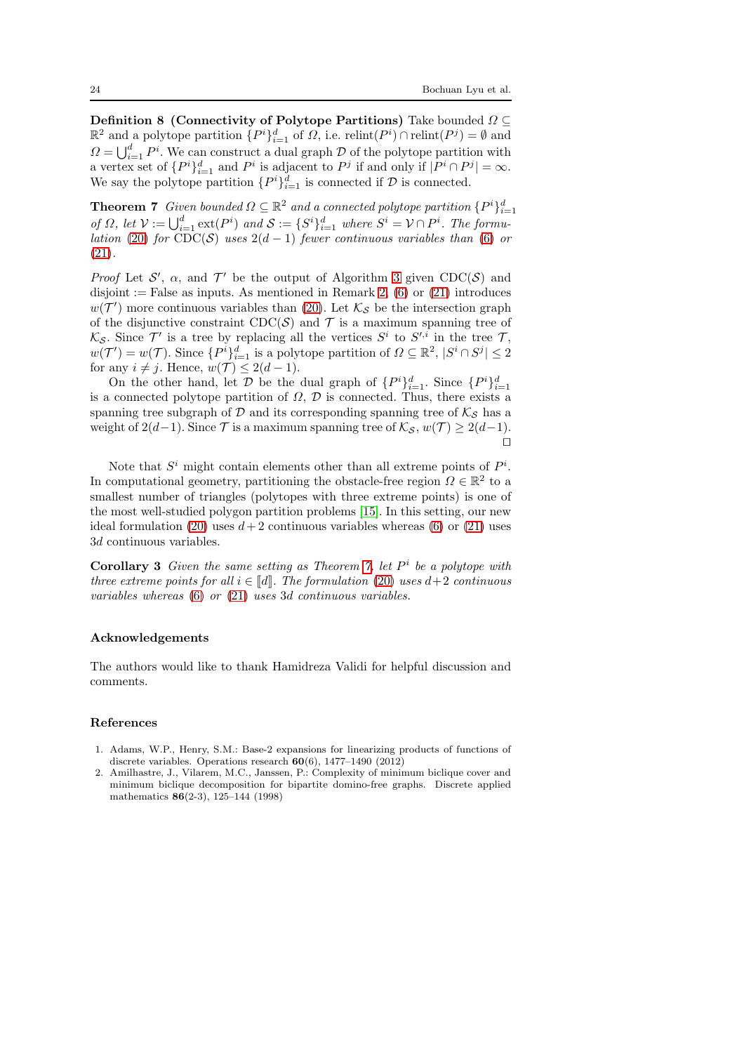**Definition 8 (Connectivity of Polytope Partitions)** Take bounded $\Omega \subseteq \mathbb{R}^2$ and a polytope partition $\{P^i\}_{i=1}^d$ of $\Omega$, i.e. $\text{relint}(P^i) \cap \text{relint}(P^j) = \emptyset$ and $\Omega = \bigcup_{i=1}^d P^i$. We can construct a dual graph $\mathcal{D}$ of the polytope partition with a vertex set of $\{P^i\}_{i=1}^d$ and $P^i$ is adjacent to $P^j$ if and only if $|P^i \cap P^j| = \infty$. We say the polytope partition $\{P^i\}_{i=1}^d$ is connected if $\mathcal{D}$ is connected.

**Theorem 7** *Given bounded $\Omega \subseteq \mathbb{R}^2$ and a connected polytope partition $\{P^i\}_{i=1}^d$ of $\Omega$, let $\mathcal{V} := \bigcup_{i=1}^d \text{ext}(P^i)$ and $\mathcal{S} := \{S^i\}_{i=1}^d$ where $S^i = \mathcal{V} \cap P^i$. The formulation (20) for $\text{CDC}(\mathcal{S})$ uses $2(d-1)$ fewer continuous variables than (6) or (21).*

*Proof* Let $\mathcal{S}'$, $\alpha$, and $\mathcal{T}'$ be the output of Algorithm 3 given $\text{CDC}(\mathcal{S})$ and disjoint := False as inputs. As mentioned in Remark 2, (6) or (21) introduces $w(\mathcal{T}')$ more continuous variables than (20). Let $\mathcal{K}_{\mathcal{S}}$ be the intersection graph of the disjunctive constraint $\text{CDC}(\mathcal{S})$ and $\mathcal{T}$ is a maximum spanning tree of $\mathcal{K}_{\mathcal{S}}$. Since $\mathcal{T}'$ is a tree by replacing all the vertices $S^i$ to $S'^{,i}$ in the tree $\mathcal{T}$, $w(\mathcal{T}') = w(\mathcal{T})$. Since $\{P^i\}_{i=1}^d$ is a polytope partition of $\Omega \subseteq \mathbb{R}^2$, $|S^i \cap S^j| \leq 2$ for any $i \neq j$. Hence, $w(\mathcal{T}) \leq 2(d-1)$.

On the other hand, let $\mathcal{D}$ be the dual graph of $\{P^i\}_{i=1}^d$. Since $\{P^i\}_{i=1}^d$ is a connected polytope partition of $\Omega$, $\mathcal{D}$ is connected. Thus, there exists a spanning tree subgraph of $\mathcal{D}$ and its corresponding spanning tree of $\mathcal{K}_{\mathcal{S}}$ has a weight of $2(d-1)$. Since $\mathcal{T}$ is a maximum spanning tree of $\mathcal{K}_{\mathcal{S}}$, $w(\mathcal{T}) \geq 2(d-1)$. $\square$

Note that $S^i$ might contain elements other than all extreme points of $P^i$. In computational geometry, partitioning the obstacle-free region $\Omega \in \mathbb{R}^2$ to a smallest number of triangles (polytopes with three extreme points) is one of the most well-studied polygon partition problems [15]. In this setting, our new ideal formulation (20) uses $d+2$ continuous variables whereas (6) or (21) uses $3d$ continuous variables.

**Corollary 3** *Given the same setting as Theorem 7, let $P^i$ be a polytope with three extreme points for all $i \in [\![d]\!]$. The formulation (20) uses $d+2$ continuous variables whereas (6) or (21) uses $3d$ continuous variables.*

## Acknowledgements

The authors would like to thank Hamidreza Validi for helpful discussion and comments.

## References

1. Adams, W.P., Henry, S.M.: Base-2 expansions for linearizing products of functions of discrete variables. Operations research **60**(6), 1477–1490 (2012)
2. Amilhastre, J., Vilarem, M.C., Janssen, P.: Complexity of minimum biclique cover and minimum biclique decomposition for bipartite domino-free graphs. Discrete applied mathematics **86**(2-3), 125–144 (1998)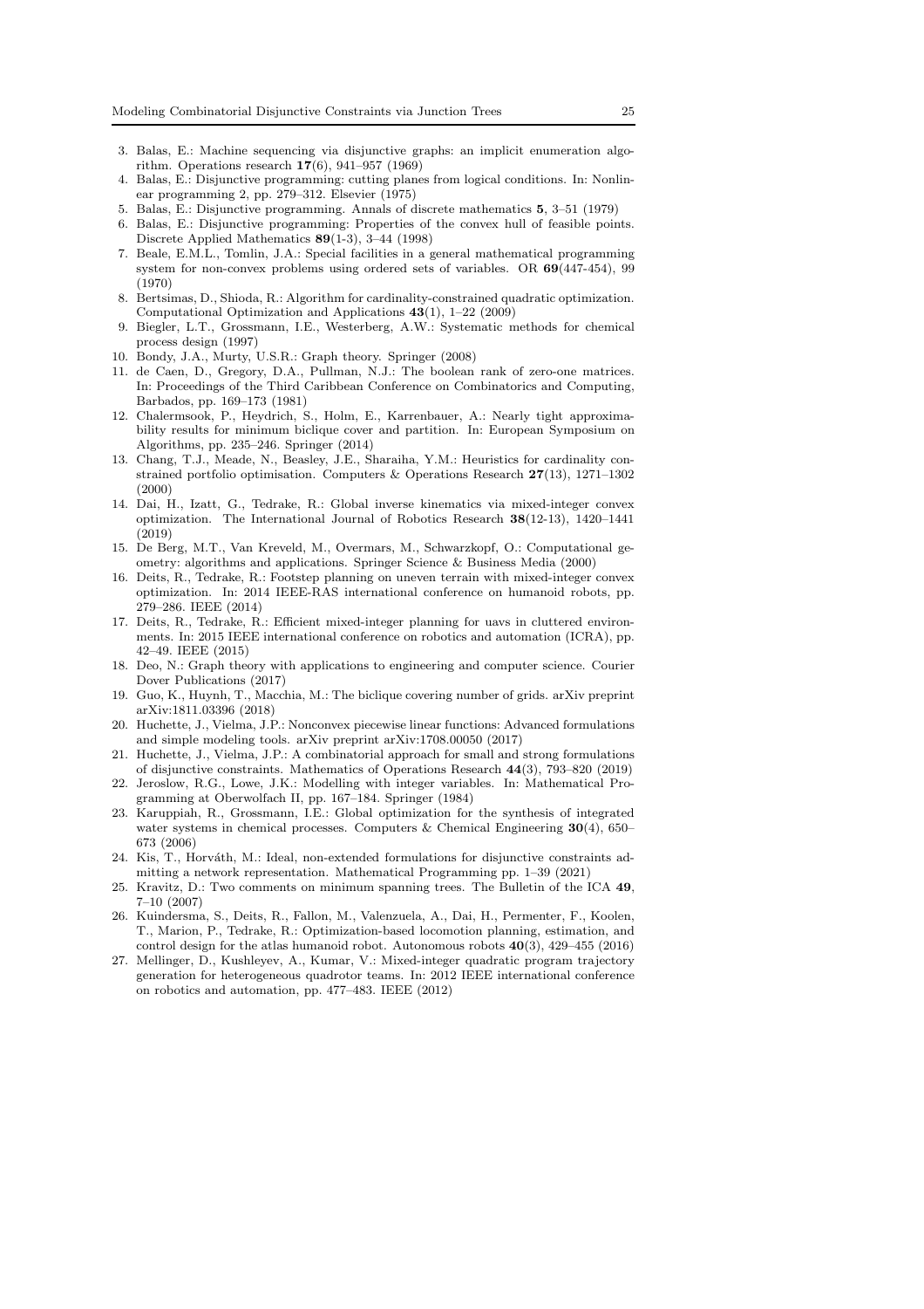3. Balas, E.: Machine sequencing via disjunctive graphs: an implicit enumeration algorithm. Operations research **17**(6), 941–957 (1969)
4. Balas, E.: Disjunctive programming: cutting planes from logical conditions. In: Nonlinear programming 2, pp. 279–312. Elsevier (1975)
5. Balas, E.: Disjunctive programming. Annals of discrete mathematics **5**, 3–51 (1979)
6. Balas, E.: Disjunctive programming: Properties of the convex hull of feasible points. Discrete Applied Mathematics **89**(1-3), 3–44 (1998)
7. Beale, E.M.L., Tomlin, J.A.: Special facilities in a general mathematical programming system for non-convex problems using ordered sets of variables. OR **69**(447-454), 99 (1970)
8. Bertsimas, D., Shioda, R.: Algorithm for cardinality-constrained quadratic optimization. Computational Optimization and Applications **43**(1), 1–22 (2009)
9. Biegler, L.T., Grossmann, I.E., Westerberg, A.W.: Systematic methods for chemical process design (1997)
10. Bondy, J.A., Murty, U.S.R.: Graph theory. Springer (2008)
11. de Caen, D., Gregory, D.A., Pullman, N.J.: The boolean rank of zero-one matrices. In: Proceedings of the Third Caribbean Conference on Combinatorics and Computing, Barbados, pp. 169–173 (1981)
12. Chalermsook, P., Heydrich, S., Holm, E., Karrenbauer, A.: Nearly tight approximability results for minimum biclique cover and partition. In: European Symposium on Algorithms, pp. 235–246. Springer (2014)
13. Chang, T.J., Meade, N., Beasley, J.E., Sharaiha, Y.M.: Heuristics for cardinality constrained portfolio optimisation. Computers & Operations Research **27**(13), 1271–1302 (2000)
14. Dai, H., Izatt, G., Tedrake, R.: Global inverse kinematics via mixed-integer convex optimization. The International Journal of Robotics Research **38**(12-13), 1420–1441 (2019)
15. De Berg, M.T., Van Kreveld, M., Overmars, M., Schwarzkopf, O.: Computational geometry: algorithms and applications. Springer Science & Business Media (2000)
16. Deits, R., Tedrake, R.: Footstep planning on uneven terrain with mixed-integer convex optimization. In: 2014 IEEE-RAS international conference on humanoid robots, pp. 279–286. IEEE (2014)
17. Deits, R., Tedrake, R.: Efficient mixed-integer planning for uavs in cluttered environments. In: 2015 IEEE international conference on robotics and automation (ICRA), pp. 42–49. IEEE (2015)
18. Deo, N.: Graph theory with applications to engineering and computer science. Courier Dover Publications (2017)
19. Guo, K., Huynh, T., Macchia, M.: The biclique covering number of grids. arXiv preprint arXiv:1811.03396 (2018)
20. Huchette, J., Vielma, J.P.: Nonconvex piecewise linear functions: Advanced formulations and simple modeling tools. arXiv preprint arXiv:1708.00050 (2017)
21. Huchette, J., Vielma, J.P.: A combinatorial approach for small and strong formulations of disjunctive constraints. Mathematics of Operations Research **44**(3), 793–820 (2019)
22. Jeroslow, R.G., Lowe, J.K.: Modelling with integer variables. In: Mathematical Programming at Oberwolfach II, pp. 167–184. Springer (1984)
23. Karuppiah, R., Grossmann, I.E.: Global optimization for the synthesis of integrated water systems in chemical processes. Computers & Chemical Engineering **30**(4), 650–673 (2006)
24. Kis, T., Horváth, M.: Ideal, non-extended formulations for disjunctive constraints admitting a network representation. Mathematical Programming pp. 1–39 (2021)
25. Kravitz, D.: Two comments on minimum spanning trees. The Bulletin of the ICA **49**, 7–10 (2007)
26. Kuindersma, S., Deits, R., Fallon, M., Valenzuela, A., Dai, H., Permenter, F., Koolen, T., Marion, P., Tedrake, R.: Optimization-based locomotion planning, estimation, and control design for the atlas humanoid robot. Autonomous robots **40**(3), 429–455 (2016)
27. Mellinger, D., Kushleyev, A., Kumar, V.: Mixed-integer quadratic program trajectory generation for heterogeneous quadrotor teams. In: 2012 IEEE international conference on robotics and automation, pp. 477–483. IEEE (2012)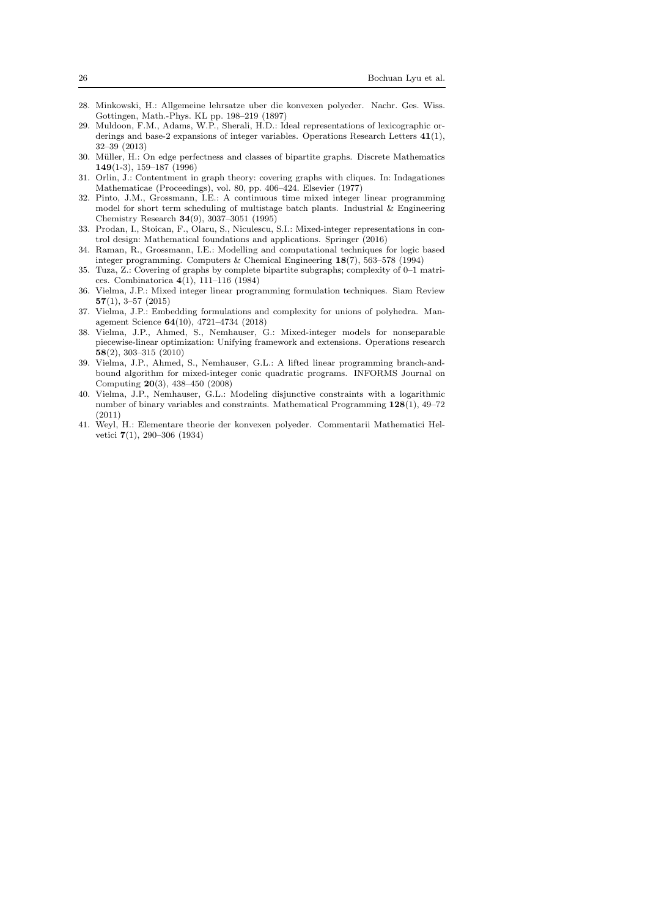28. Minkowski, H.: Allgemeine lehrsatze uber die konvexen polyeder. Nachr. Ges. Wiss. Gottingen, Math.-Phys. KL pp. 198–219 (1897)
29. Muldoon, F.M., Adams, W.P., Sherali, H.D.: Ideal representations of lexicographic orderings and base-2 expansions of integer variables. Operations Research Letters **41**(1), 32–39 (2013)
30. Müller, H.: On edge perfectness and classes of bipartite graphs. Discrete Mathematics **149**(1-3), 159–187 (1996)
31. Orlin, J.: Contentment in graph theory: covering graphs with cliques. In: Indagationes Mathematicae (Proceedings), vol. 80, pp. 406–424. Elsevier (1977)
32. Pinto, J.M., Grossmann, I.E.: A continuous time mixed integer linear programming model for short term scheduling of multistage batch plants. Industrial & Engineering Chemistry Research **34**(9), 3037–3051 (1995)
33. Prodan, I., Stoican, F., Olaru, S., Niculescu, S.I.: Mixed-integer representations in control design: Mathematical foundations and applications. Springer (2016)
34. Raman, R., Grossmann, I.E.: Modelling and computational techniques for logic based integer programming. Computers & Chemical Engineering **18**(7), 563–578 (1994)
35. Tuza, Z.: Covering of graphs by complete bipartite subgraphs; complexity of 0–1 matrices. Combinatorica **4**(1), 111–116 (1984)
36. Vielma, J.P.: Mixed integer linear programming formulation techniques. Siam Review **57**(1), 3–57 (2015)
37. Vielma, J.P.: Embedding formulations and complexity for unions of polyhedra. Management Science **64**(10), 4721–4734 (2018)
38. Vielma, J.P., Ahmed, S., Nemhauser, G.: Mixed-integer models for nonseparable piecewise-linear optimization: Unifying framework and extensions. Operations research **58**(2), 303–315 (2010)
39. Vielma, J.P., Ahmed, S., Nemhauser, G.L.: A lifted linear programming branch-and-bound algorithm for mixed-integer conic quadratic programs. INFORMS Journal on Computing **20**(3), 438–450 (2008)
40. Vielma, J.P., Nemhauser, G.L.: Modeling disjunctive constraints with a logarithmic number of binary variables and constraints. Mathematical Programming **128**(1), 49–72 (2011)
41. Weyl, H.: Elementare theorie der konvexen polyeder. Commentarii Mathematici Helvetici **7**(1), 290–306 (1934)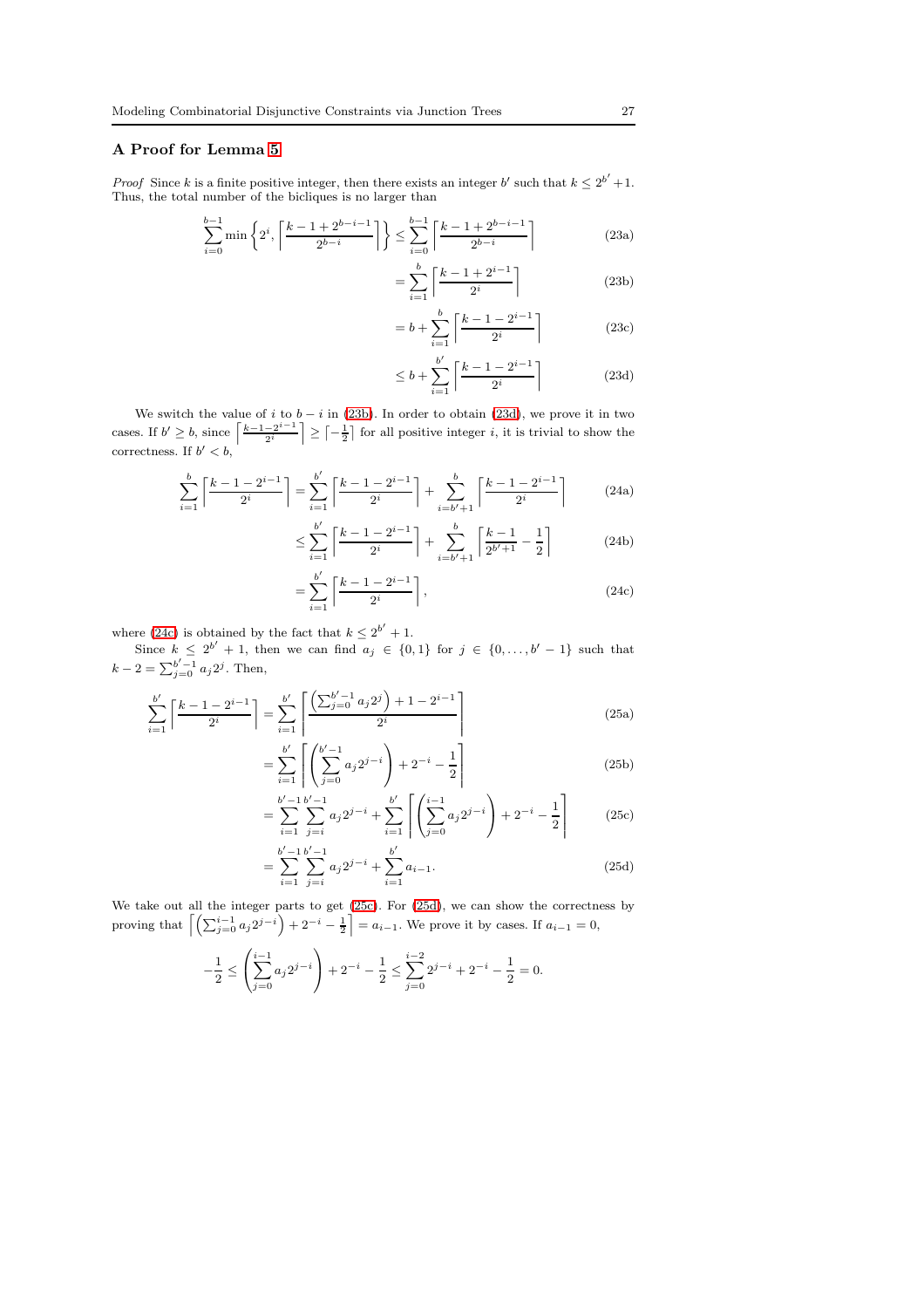## A Proof for Lemma 5

*Proof* Since $k$ is a finite positive integer, then there exists an integer $b'$ such that $k \leq 2^{b'}+1$. Thus, the total number of the bicliques is no larger than

$$\sum_{i=0}^{b-1} \min\left\{2^i, \left\lceil \frac{k-1+2^{b-i-1}}{2^{b-i}} \right\rceil\right\} \leq \sum_{i=0}^{b-1} \left\lceil \frac{k-1+2^{b-i-1}}{2^{b-i}} \right\rceil \tag{23a}$$

$$= \sum_{i=1}^{b} \left\lceil \frac{k-1+2^{i-1}}{2^{i}} \right\rceil \tag{23b}$$

$$= b + \sum_{i=1}^{b} \left\lceil \frac{k-1-2^{i-1}}{2^{i}} \right\rceil \tag{23c}$$

$$\leq b + \sum_{i=1}^{b'} \left\lceil \frac{k-1-2^{i-1}}{2^{i}} \right\rceil \tag{23d}$$

We switch the value of $i$ to $b-i$ in (23b). In order to obtain (23d), we prove it in two cases. If $b' \geq b$, since $\left\lceil \frac{k-1-2^{i-1}}{2^i} \right\rceil \geq \left\lceil -\frac{1}{2} \right\rceil$ for all positive integer $i$, it is trivial to show the correctness. If $b' < b$,

$$\sum_{i=1}^{b} \left\lceil \frac{k-1-2^{i-1}}{2^{i}} \right\rceil = \sum_{i=1}^{b'} \left\lceil \frac{k-1-2^{i-1}}{2^{i}} \right\rceil + \sum_{i=b'+1}^{b} \left\lceil \frac{k-1-2^{i-1}}{2^{i}} \right\rceil \tag{24a}$$

$$\leq \sum_{i=1}^{b'} \left\lceil \frac{k-1-2^{i-1}}{2^{i}} \right\rceil + \sum_{i=b'+1}^{b} \left\lceil \frac{k-1}{2^{b'+1}} - \frac{1}{2} \right\rceil \tag{24b}$$

$$= \sum_{i=1}^{b'} \left\lceil \frac{k-1-2^{i-1}}{2^{i}} \right\rceil, \tag{24c}$$

where (24c) is obtained by the fact that $k \leq 2^{b'}+1$.

Since $k \leq 2^{b'}+1$, then we can find $a_j \in \{0,1\}$ for $j \in \{0,\ldots,b'-1\}$ such that $k-2 = \sum_{j=0}^{b'-1} a_j 2^j$. Then,

$$\sum_{i=1}^{b'} \left\lceil \frac{k-1-2^{i-1}}{2^{i}} \right\rceil = \sum_{i=1}^{b'} \left\lceil \frac{\left(\sum_{j=0}^{b'-1} a_j 2^j\right)+1-2^{i-1}}{2^{i}} \right\rceil \tag{25a}$$

$$= \sum_{i=1}^{b'} \left\lceil \left(\sum_{j=0}^{b'-1} a_j 2^{j-i}\right) + 2^{-i} - \frac{1}{2} \right\rceil \tag{25b}$$

$$= \sum_{i=1}^{b'-1}\sum_{j=i}^{b'-1} a_j 2^{j-i} + \sum_{i=1}^{b'} \left\lceil \left(\sum_{j=0}^{i-1} a_j 2^{j-i}\right) + 2^{-i} - \frac{1}{2} \right\rceil \tag{25c}$$

$$= \sum_{i=1}^{b'-1}\sum_{j=i}^{b'-1} a_j 2^{j-i} + \sum_{i=1}^{b'} a_{i-1}. \tag{25d}$$

We take out all the integer parts to get (25c). For (25d), we can show the correctness by proving that $\left\lceil \left(\sum_{j=0}^{i-1} a_j 2^{j-i}\right) + 2^{-i} - \frac{1}{2} \right\rceil = a_{i-1}$. We prove it by cases. If $a_{i-1} = 0$,

$$-\frac{1}{2} \leq \left(\sum_{j=0}^{i-1} a_j 2^{j-i}\right) + 2^{-i} - \frac{1}{2} \leq \sum_{j=0}^{i-2} 2^{j-i} + 2^{-i} - \frac{1}{2} = 0.$$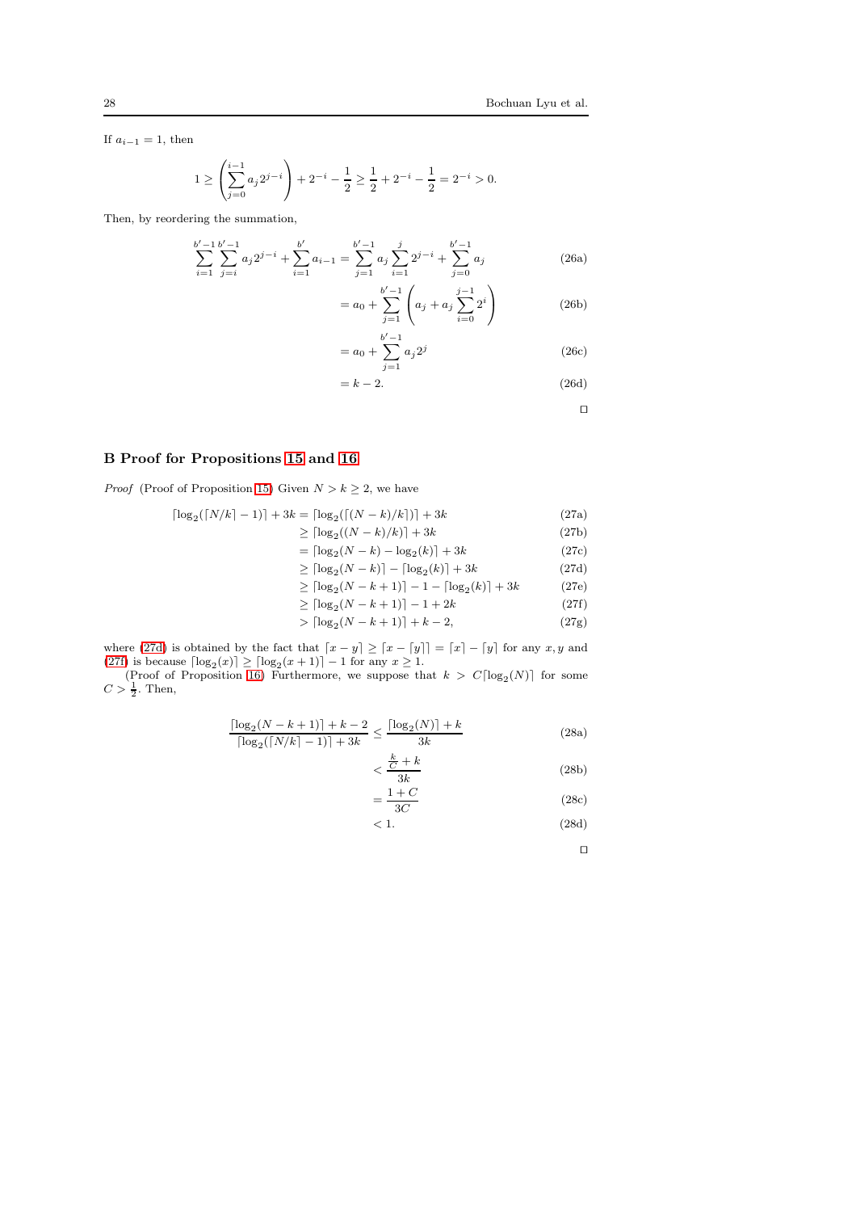If $a_{i-1} = 1$, then

$$1 \geq \left(\sum_{j=0}^{i-1} a_j 2^{j-i}\right) + 2^{-i} - \frac{1}{2} \geq \frac{1}{2} + 2^{-i} - \frac{1}{2} = 2^{-i} > 0.$$

Then, by reordering the summation,

$$\begin{aligned}
\sum_{i=1}^{b'-1} \sum_{j=i}^{b'-1} a_j 2^{j-i} + \sum_{i=1}^{b'} a_{i-1} &= \sum_{j=1}^{b'-1} a_j \sum_{i=1}^{j} 2^{j-i} + \sum_{j=0}^{b'-1} a_j && \text{(26a)}\\
&= a_0 + \sum_{j=1}^{b'-1} \left(a_j + a_j \sum_{i=0}^{j-1} 2^i\right) && \text{(26b)}\\
&= a_0 + \sum_{j=1}^{b'-1} a_j 2^j && \text{(26c)}\\
&= k - 2. && \text{(26d)}
\end{aligned}$$

□

## B Proof for Propositions 15 and 16

*Proof* (Proof of Proposition 15) Given $N > k \geq 2$, we have

$$\begin{aligned}
\lceil \log_2(\lceil N/k \rceil - 1) \rceil + 3k &= \lceil \log_2(\lceil (N-k)/k \rceil) \rceil + 3k && \text{(27a)}\\
&\geq \lceil \log_2((N-k)/k) \rceil + 3k && \text{(27b)}\\
&= \lceil \log_2(N-k) - \log_2(k) \rceil + 3k && \text{(27c)}\\
&\geq \lceil \log_2(N-k) \rceil - \lceil \log_2(k) \rceil + 3k && \text{(27d)}\\
&\geq \lceil \log_2(N-k+1) \rceil - 1 - \lceil \log_2(k) \rceil + 3k && \text{(27e)}\\
&\geq \lceil \log_2(N-k+1) \rceil - 1 + 2k && \text{(27f)}\\
&> \lceil \log_2(N-k+1) \rceil + k - 2, && \text{(27g)}
\end{aligned}$$

where (27d) is obtained by the fact that $\lceil x - y \rceil \geq \lceil x - \lceil y \rceil \rceil = \lceil x \rceil - \lceil y \rceil$ for any $x, y$ and (27f) is because $\lceil \log_2(x) \rceil \geq \lceil \log_2(x+1) \rceil - 1$ for any $x \geq 1$.

(Proof of Proposition 16) Furthermore, we suppose that $k > C\lceil \log_2(N) \rceil$ for some $C > \frac{1}{2}$. Then,

$$\begin{aligned}
\frac{\lceil \log_2(N-k+1) \rceil + k - 2}{\lceil \log_2(\lceil N/k \rceil - 1) \rceil + 3k} &\leq \frac{\lceil \log_2(N) \rceil + k}{3k} && \text{(28a)}\\
&< \frac{\frac{k}{C} + k}{3k} && \text{(28b)}\\
&= \frac{1+C}{3C} && \text{(28c)}\\
&< 1. && \text{(28d)}
\end{aligned}$$

□